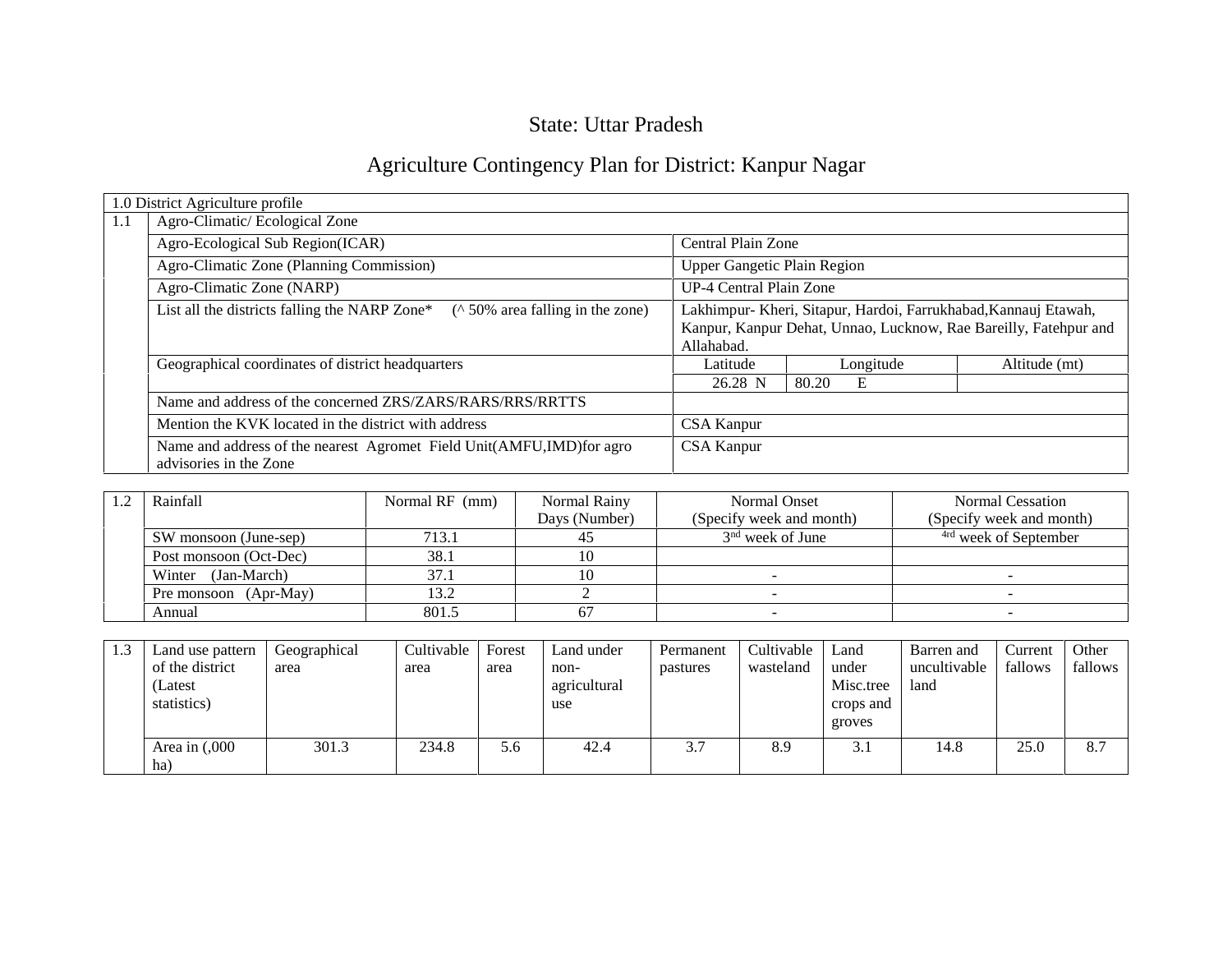# State: Uttar Pradesh

## Agriculture Contingency Plan for District: Kanpur Nagar

| 1.0 District Agriculture profile | | | | |
|---|---|---|---|---|
| 1.1 | Agro-Climatic/ Ecological Zone | | | |
| | Agro-Ecological Sub Region(ICAR) | Central Plain Zone | | |
| | Agro-Climatic Zone (Planning Commission) | Upper Gangetic Plain Region | | |
| | Agro-Climatic Zone (NARP) | UP-4 Central Plain Zone | | |
| | List all the districts falling the NARP Zone* (^ 50% area falling in the zone) | Lakhimpur- Kheri, Sitapur, Hardoi, Farrukhabad,Kannauj Etawah, Kanpur, Kanpur Dehat, Unnao, Lucknow, Rae Bareilly, Fatehpur and Allahabad. | | |
| | Geographical coordinates of district headquarters | Latitude | Longitude | Altitude (mt) |
| | | 26.28 N | 80.20 E | |
| | Name and address of the concerned ZRS/ZARS/RARS/RRS/RRTTS | | | |
| | Mention the KVK located in the district with address | CSA Kanpur | | |
| | Name and address of the nearest Agromet Field Unit(AMFU,IMD)for agro advisories in the Zone | CSA Kanpur | | |

| 1.2 | Rainfall | Normal RF (mm) | Normal Rainy Days (Number) | Normal Onset (Specify week and month) | Normal Cessation (Specify week and month) |
|---|---|---|---|---|---|
| | SW monsoon (June-sep) | 713.1 | 45 | 3nd week of June | 4rd week of September |
| | Post monsoon (Oct-Dec) | 38.1 | 10 | | |
| | Winter (Jan-March) | 37.1 | 10 | - | - |
| | Pre monsoon (Apr-May) | 13.2 | 2 | - | - |
| | Annual | 801.5 | 67 | - | - |

| 1.3 | Land use pattern of the district (Latest statistics) | Geographical area | Cultivable area | Forest area | Land under non-agricultural use | Permanent pastures | Cultivable wasteland | Land under Misc.tree crops and groves | Barren and uncultivable land | Current fallows | Other fallows |
|---|---|---|---|---|---|---|---|---|---|---|---|
| | Area in (,000 ha) | 301.3 | 234.8 | 5.6 | 42.4 | 3.7 | 8.9 | 3.1 | 14.8 | 25.0 | 8.7 |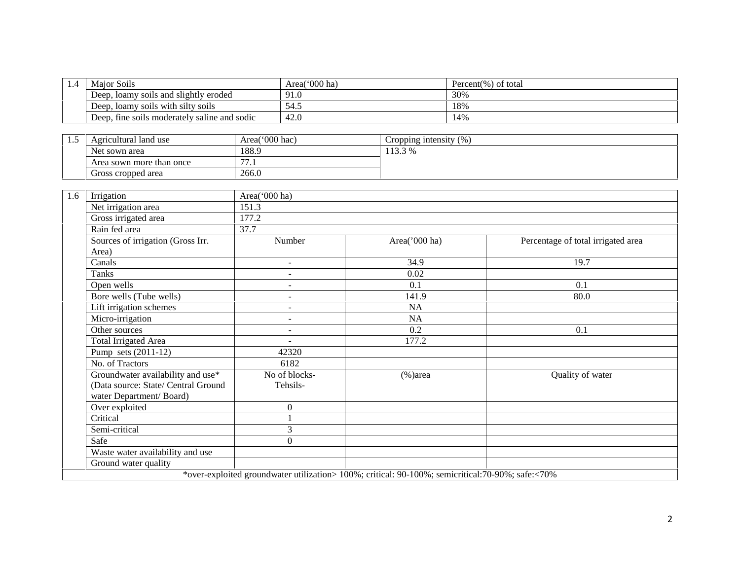| 1.4 | Major Soils | Area('000 ha) | Percent(%) of total |
|---|---|---|---|
| | Deep, loamy soils and slightly eroded | 91.0 | 30% |
| | Deep, loamy soils with silty soils | 54.5 | 18% |
| | Deep, fine soils moderately saline and sodic | 42.0 | 14% |

| 1.5 | Agricultural land use | Area('000 hac) | Cropping intensity (%) |
|---|---|---|---|
| | Net sown area | 188.9 | 113.3 % |
| | Area sown more than once | 77.1 | |
| | Gross cropped area | 266.0 | |

| 1.6 | Irrigation | Area('000 ha) | | |
|---|---|---|---|---|
| | Net irrigation area | 151.3 | | |
| | Gross irrigated area | 177.2 | | |
| | Rain fed area | 37.7 | | |
| | Sources of irrigation (Gross Irr. Area) | Number | Area('000 ha) | Percentage of total irrigated area |
| | Canals | - | 34.9 | 19.7 |
| | Tanks | - | 0.02 | |
| | Open wells | - | 0.1 | 0.1 |
| | Bore wells (Tube wells) | - | 141.9 | 80.0 |
| | Lift irrigation schemes | - | NA | |
| | Micro-irrigation | - | NA | |
| | Other sources | - | 0.2 | 0.1 |
| | Total Irrigated Area | - | 177.2 | |
| | Pump sets (2011-12) | 42320 | | |
| | No. of Tractors | 6182 | | |
| | Groundwater availability and use* (Data source: State/ Central Ground water Department/ Board) | No of blocks- Tehsils- | (%)area | Quality of water |
| | Over exploited | 0 | | |
| | Critical | 1 | | |
| | Semi-critical | 3 | | |
| | Safe | 0 | | |
| | Waste water availability and use | | | |
| | Ground water quality | | | |
| *over-exploited groundwater utilization> 100%; critical: 90-100%; semicritical:70-90%; safe:<70% | | | | |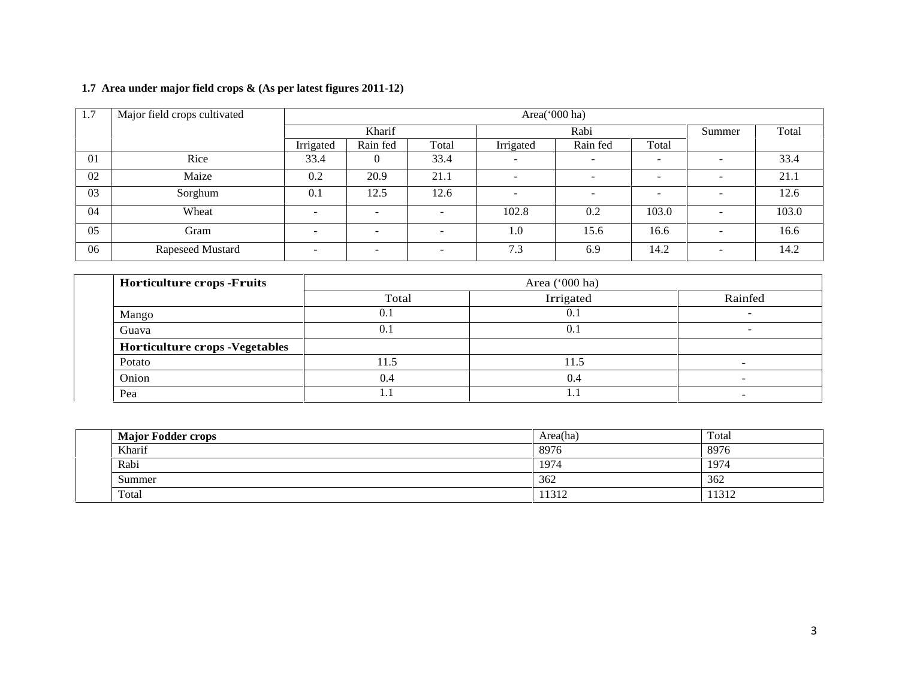**1.7 Area under major field crops & (As per latest figures 2011-12)**

| 1.7 | Major field crops cultivated | Area('000 ha) | | | | | | | |
|---|---|---|---|---|---|---|---|---|---|
| | | Kharif | | | Rabi | | | Summer | Total |
| | | Irrigated | Rain fed | Total | Irrigated | Rain fed | Total | | |
| 01 | Rice | 33.4 | 0 | 33.4 | - | - | - | - | 33.4 |
| 02 | Maize | 0.2 | 20.9 | 21.1 | - | - | - | - | 21.1 |
| 03 | Sorghum | 0.1 | 12.5 | 12.6 | - | - | - | - | 12.6 |
| 04 | Wheat | - | - | - | 102.8 | 0.2 | 103.0 | - | 103.0 |
| 05 | Gram | - | - | - | 1.0 | 15.6 | 16.6 | - | 16.6 |
| 06 | Rapeseed Mustard | - | - | - | 7.3 | 6.9 | 14.2 | - | 14.2 |

| | Horticulture crops -Fruits | Area ('000 ha) | | |
|---|---|---|---|---|
| | | Total | Irrigated | Rainfed |
| | Mango | 0.1 | 0.1 | - |
| | Guava | 0.1 | 0.1 | - |
| | **Horticulture crops -Vegetables** | | | |
| | Potato | 11.5 | 11.5 | - |
| | Onion | 0.4 | 0.4 | - |
| | Pea | 1.1 | 1.1 | - |

| | Major Fodder crops | Area(ha) | Total |
|---|---|---|---|
| | Kharif | 8976 | 8976 |
| | Rabi | 1974 | 1974 |
| | Summer | 362 | 362 |
| | Total | 11312 | 11312 |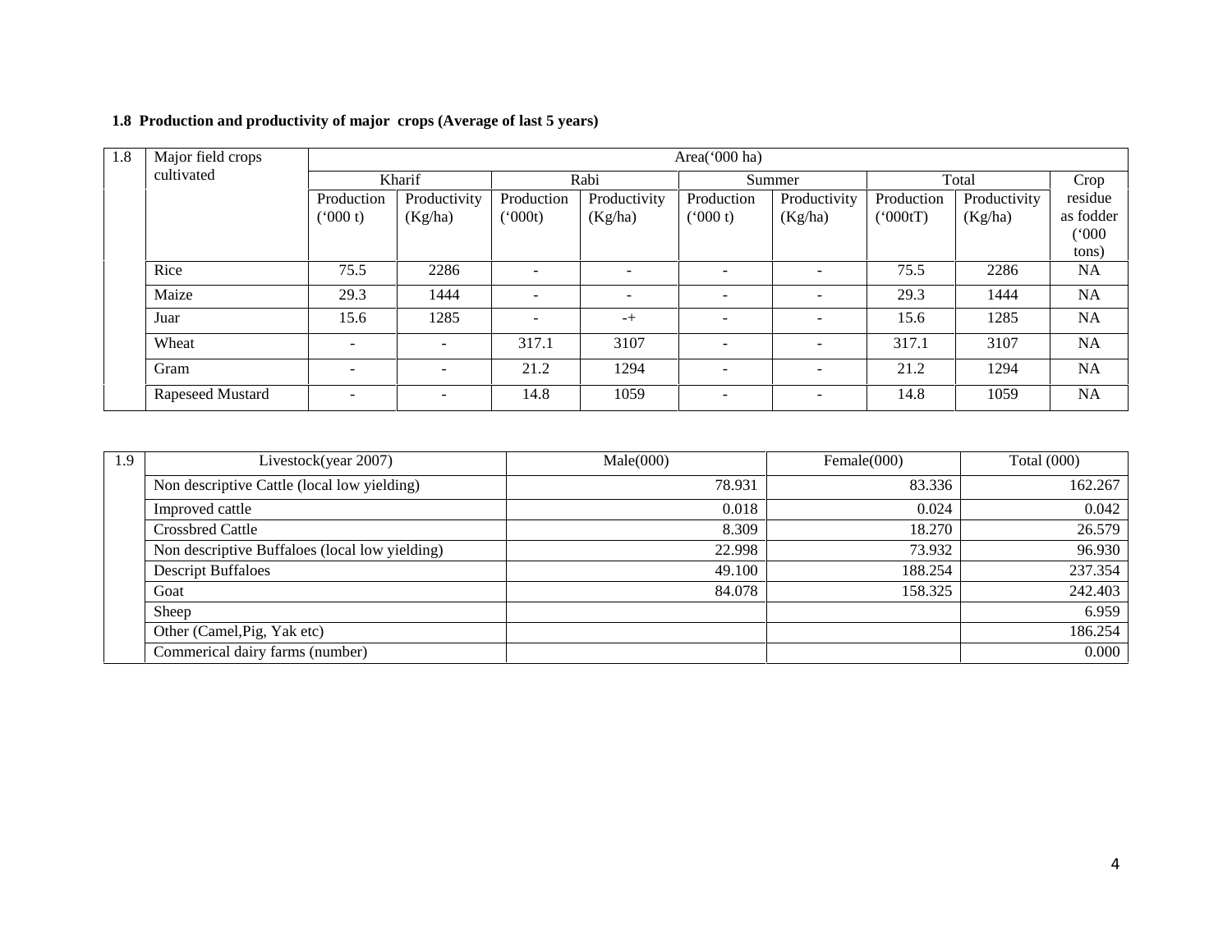**1.8 Production and productivity of major crops (Average of last 5 years)**

| 1.8 | Major field crops cultivated | Area('000 ha) | | | | | | | | |
|---|---|---|---|---|---|---|---|---|---|---|
| | | Kharif | | Rabi | | Summer | | Total | | Crop residue as fodder ('000 tons) |
| | | Production ('000 t) | Productivity (Kg/ha) | Production ('000t) | Productivity (Kg/ha) | Production ('000 t) | Productivity (Kg/ha) | Production ('000tT) | Productivity (Kg/ha) | |
| | Rice | 75.5 | 2286 | - | - | - | - | 75.5 | 2286 | NA |
| | Maize | 29.3 | 1444 | - | - | - | - | 29.3 | 1444 | NA |
| | Juar | 15.6 | 1285 | - | -+ | - | - | 15.6 | 1285 | NA |
| | Wheat | - | - | 317.1 | 3107 | - | - | 317.1 | 3107 | NA |
| | Gram | - | - | 21.2 | 1294 | - | - | 21.2 | 1294 | NA |
| | Rapeseed Mustard | - | - | 14.8 | 1059 | - | - | 14.8 | 1059 | NA |

| 1.9 | Livestock(year 2007) | Male(000) | Female(000) | Total (000) |
|---|---|---|---|---|
| | Non descriptive Cattle (local low yielding) | 78.931 | 83.336 | 162.267 |
| | Improved cattle | 0.018 | 0.024 | 0.042 |
| | Crossbred Cattle | 8.309 | 18.270 | 26.579 |
| | Non descriptive Buffaloes (local low yielding) | 22.998 | 73.932 | 96.930 |
| | Descript Buffaloes | 49.100 | 188.254 | 237.354 |
| | Goat | 84.078 | 158.325 | 242.403 |
| | Sheep | | | 6.959 |
| | Other (Camel,Pig, Yak etc) | | | 186.254 |
| | Commerical dairy farms (number) | | | 0.000 |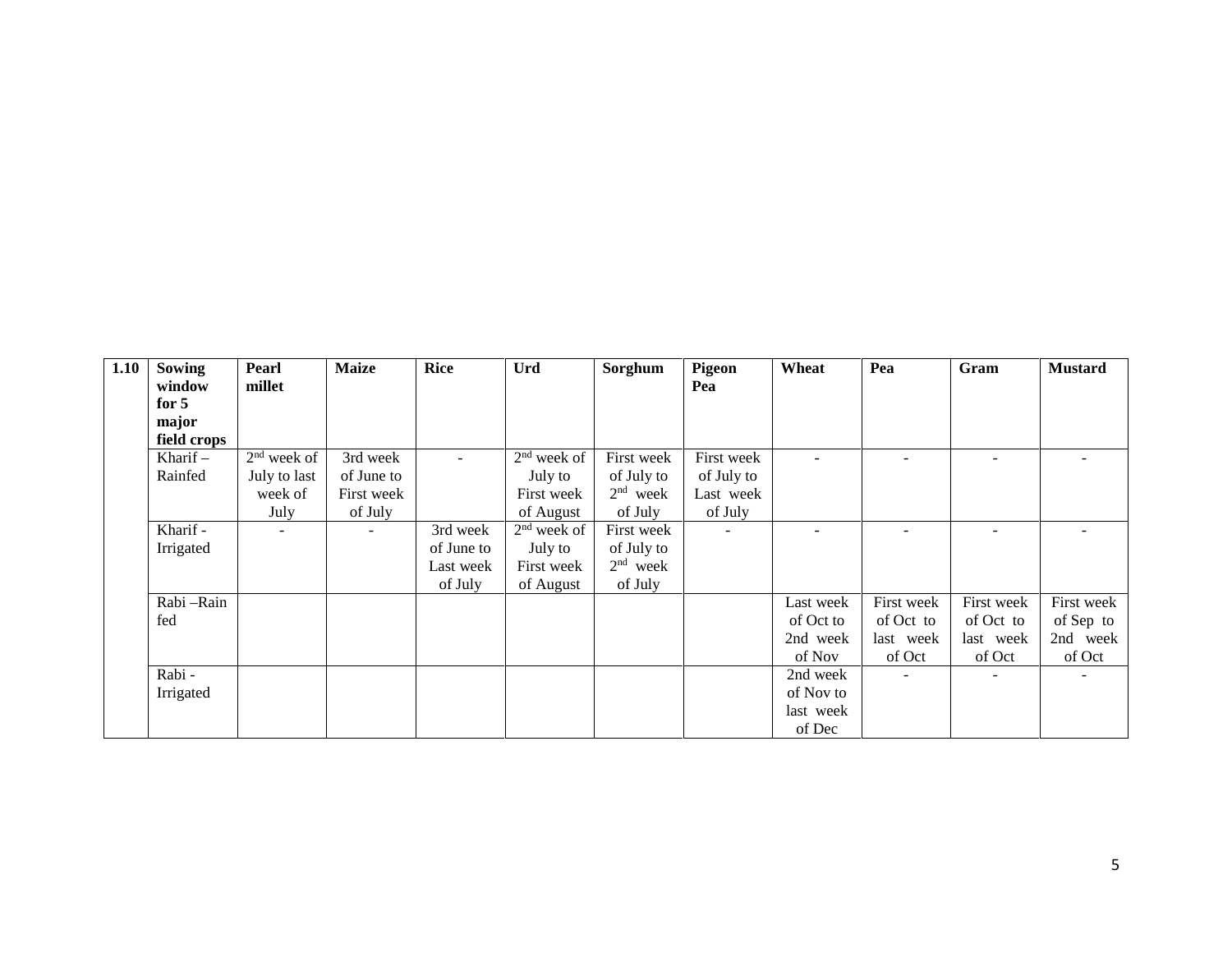| 1.10 | Sowing window for 5 major field crops | Pearl millet | Maize | Rice | Urd | Sorghum | Pigeon Pea | Wheat | Pea | Gram | Mustard |
|---|---|---|---|---|---|---|---|---|---|---|---|
| | Kharif – Rainfed | 2nd week of July to last week of July | 3rd week of June to First week of July | - | 2nd week of July to First week of August | First week of July to 2nd week of July | First week of July to Last week of July | - | - | - | - |
| | Kharif - Irrigated | - | - | 3rd week of June to Last week of July | 2nd week of July to First week of August | First week of July to 2nd week of July | - | - | - | - | - |
| | Rabi –Rain fed | | | | | | | Last week of Oct to 2nd week of Nov | First week of Oct to last week of Oct | First week of Oct to last week of Oct | First week of Sep to 2nd week of Oct |
| | Rabi - Irrigated | | | | | | | 2nd week of Nov to last week of Dec | - | - | - |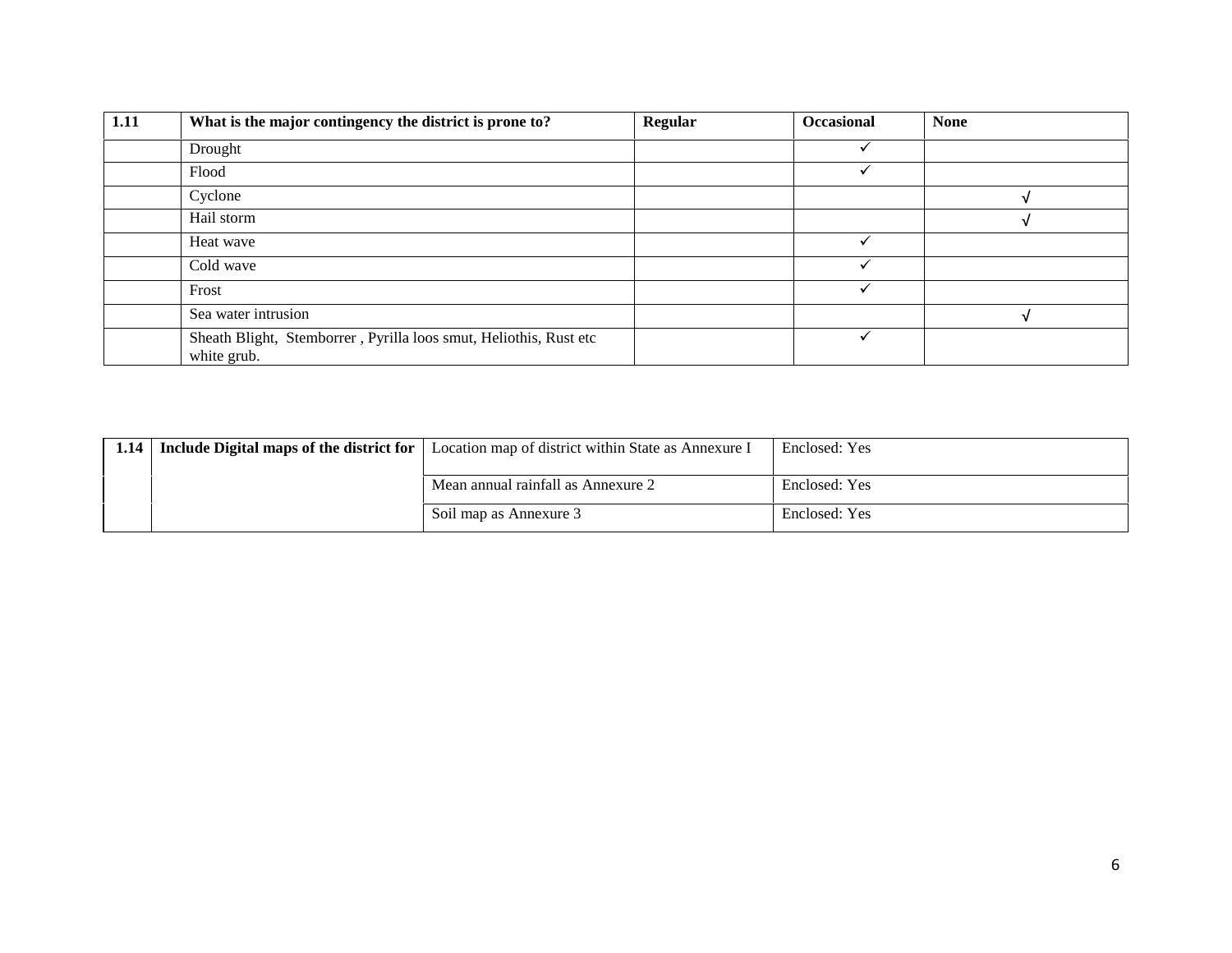| 1.11 | What is the major contingency the district is prone to? | Regular | Occasional | None |
|---|---|---|---|---|
| | Drought | | ✓ | |
| | Flood | | ✓ | |
| | Cyclone | | | √ |
| | Hail storm | | | √ |
| | Heat wave | | ✓ | |
| | Cold wave | | ✓ | |
| | Frost | | ✓ | |
| | Sea water intrusion | | | √ |
| | Sheath Blight, Stemborrer , Pyrilla loos smut, Heliothis, Rust etc white grub. | | ✓ | |

| 1.14 | Include Digital maps of the district for | Location map of district within State as Annexure I | Enclosed: Yes |
|---|---|---|---|
| | | Mean annual rainfall as Annexure 2 | Enclosed: Yes |
| | | Soil map as Annexure 3 | Enclosed: Yes |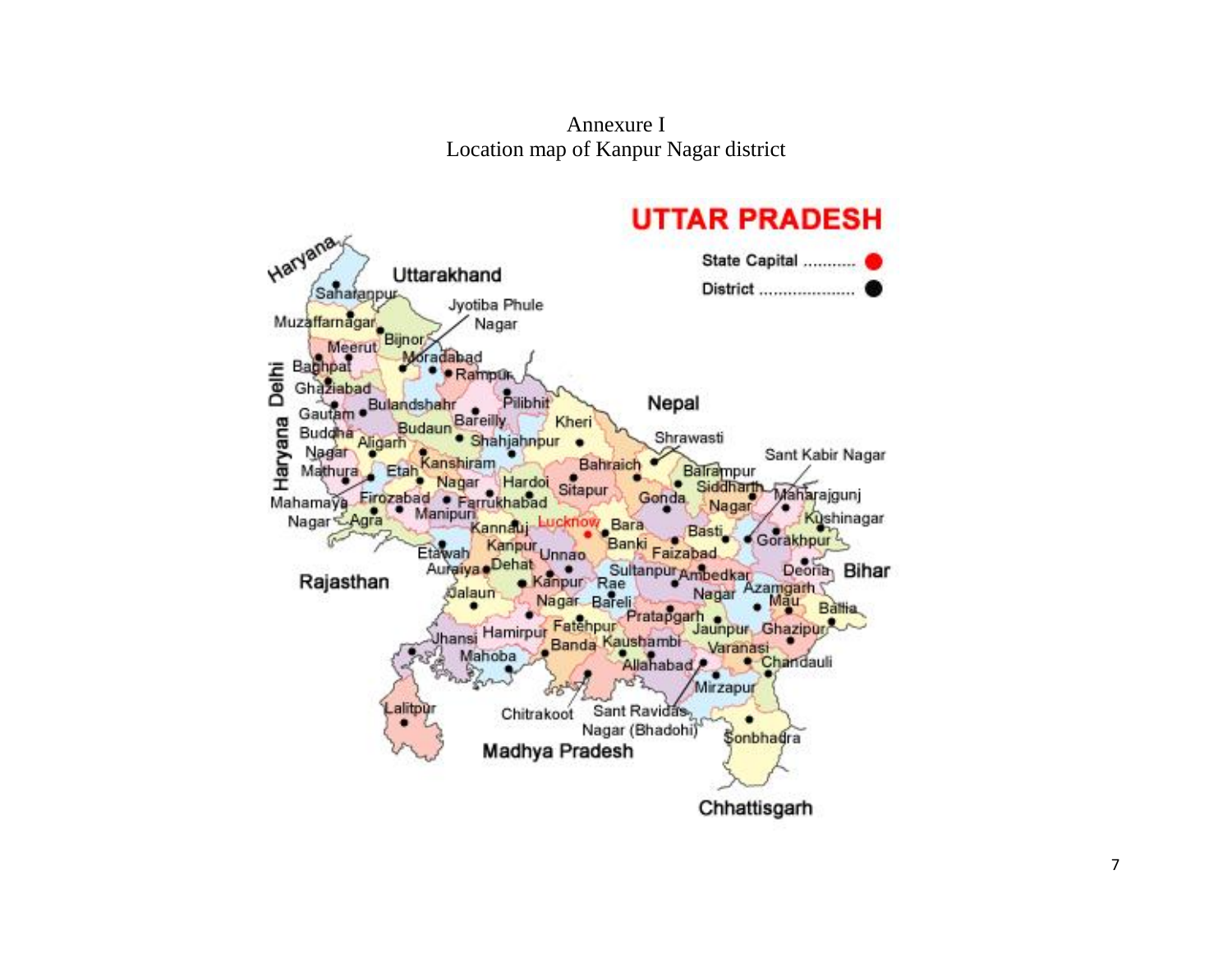Annexure I

Location map of Kanpur Nagar district

UTTAR PRADESH

State Capital ...........

District ....................

Haryana

Uttarakhand

Saharanpur

Muzaffarnagar

Jyotiba Phule Nagar

Bijnor

Meerut

Moradabad

Baghpat

Rampur

Delhi

Ghaziabad

Pilibhit

Nepal

Bulandshahr

Gautam Buddha Nagar

Bareilly

Budaun

Kheri

Haryana

Aligarh

Shahjahnpur

Shrawasti

Sant Kabir Nagar

Kanshiram Nagar

Bahraich

Mathura

Etah

Hardoi

Balrampur

Mahamaya Nagar

Firozabad

Farrukhabad

Sitapur

Gonda

Siddharth Nagar

Maharajgunj

Agra

Manipuri

Kannauj

Lucknow

Bara Banki

Basti

Kushinagar

Etawah

Kanpur Dehat

Faizabad

Gorakhpur

Auraiya

Unnao

Sultanpur

Ambedkar Nagar

Deoria

Bihar

Rajasthan

Kanpur Nagar

Rae Bareli

Azamgarh

Mau

Jalaun

Ballia

Pratapgarh

Jaunpur

Ghazipur

Hamirpur

Fatehpur

Jhansi

Kaushambi

Varanasi

Banda

Mahoba

Allahabad

Chandauli

Mirzapur

Lalitpur

Chitrakoot

Sant Ravidas Nagar (Bhadohi)

Sonbhadra

Madhya Pradesh

Chhattisgarh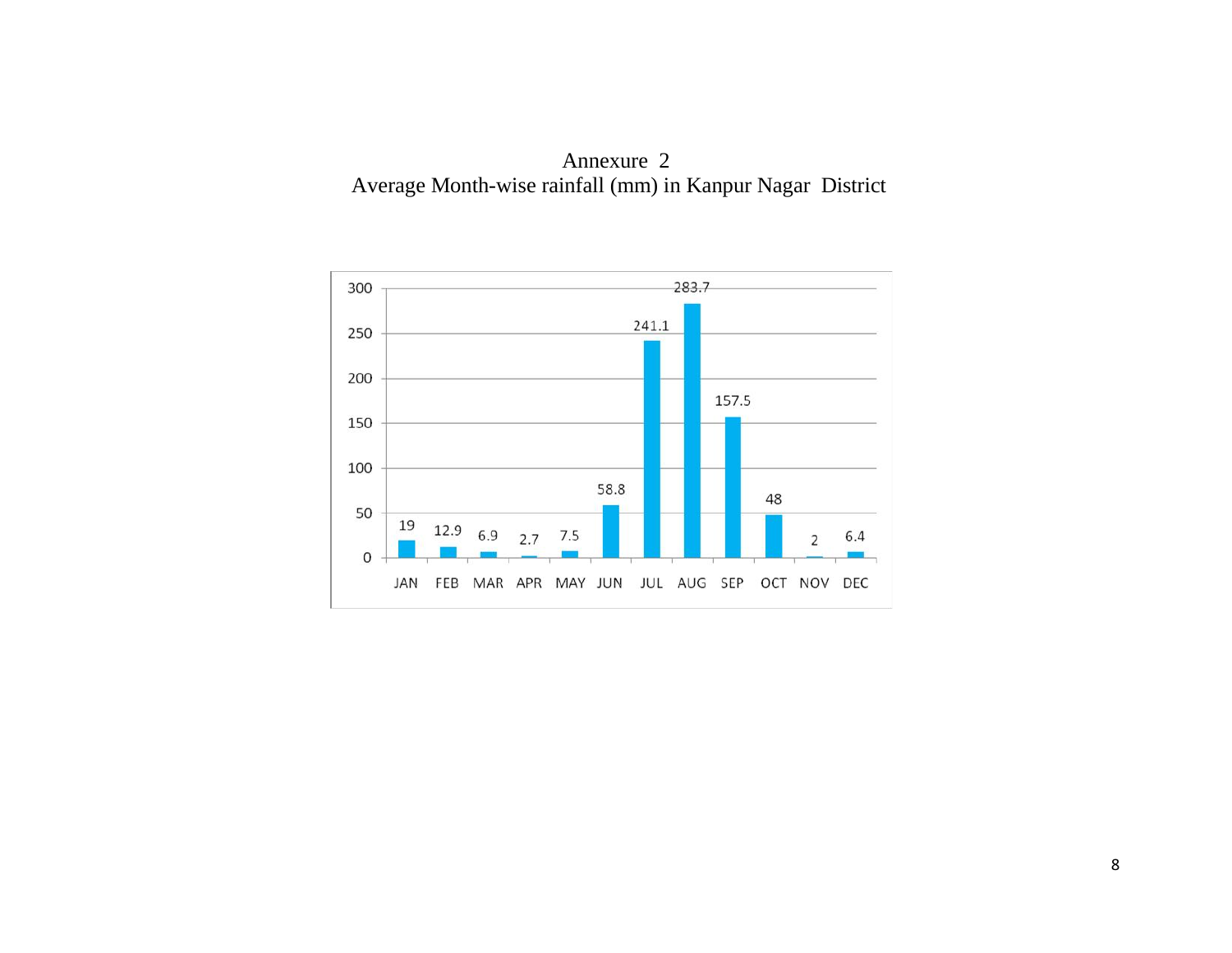Annexure 2

Average Month-wise rainfall (mm) in Kanpur Nagar District

300
250
200
150
100
50
0

19
12.9
6.9
2.7
7.5
58.8
241.1
283.7
157.5
48
2
6.4

JAN FEB MAR APR MAY JUN JUL AUG SEP OCT NOV DEC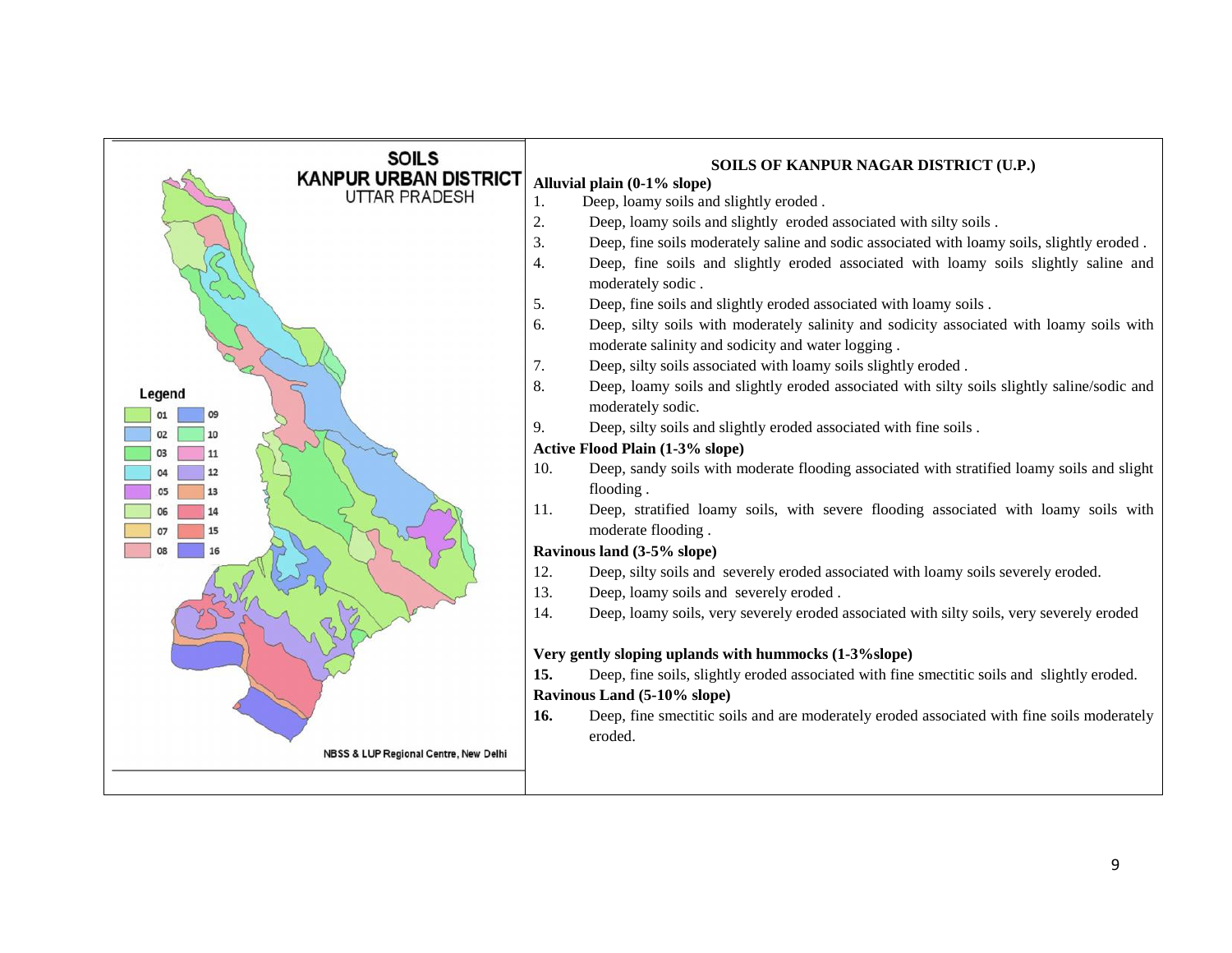SOILS
KANPUR URBAN DISTRICT
UTTAR PRADESH

Legend

01 02 03 04 05 06 07 08 09 10 11 12 13 14 15 16

NBSS & LUP Regional Centre, New Delhi

## SOILS OF KANPUR NAGAR DISTRICT (U.P.)

**Alluvial plain (0-1% slope)**

1. Deep, loamy soils and slightly eroded .
2. Deep, loamy soils and slightly eroded associated with silty soils .
3. Deep, fine soils moderately saline and sodic associated with loamy soils, slightly eroded .
4. Deep, fine soils and slightly eroded associated with loamy soils slightly saline and moderately sodic .
5. Deep, fine soils and slightly eroded associated with loamy soils .
6. Deep, silty soils with moderately salinity and sodicity associated with loamy soils with moderate salinity and sodicity and water logging .
7. Deep, silty soils associated with loamy soils slightly eroded .
8. Deep, loamy soils and slightly eroded associated with silty soils slightly saline/sodic and moderately sodic.
9. Deep, silty soils and slightly eroded associated with fine soils .

**Active Flood Plain (1-3% slope)**

10. Deep, sandy soils with moderate flooding associated with stratified loamy soils and slight flooding .
11. Deep, stratified loamy soils, with severe flooding associated with loamy soils with moderate flooding .

**Ravinous land (3-5% slope)**

12. Deep, silty soils and severely eroded associated with loamy soils severely eroded.
13. Deep, loamy soils and severely eroded .
14. Deep, loamy soils, very severely eroded associated with silty soils, very severely eroded

**Very gently sloping uplands with hummocks (1-3%slope)**

**15.** Deep, fine soils, slightly eroded associated with fine smectitic soils and slightly eroded.

**Ravinous Land (5-10% slope)**

**16.** Deep, fine smectitic soils and are moderately eroded associated with fine soils moderately eroded.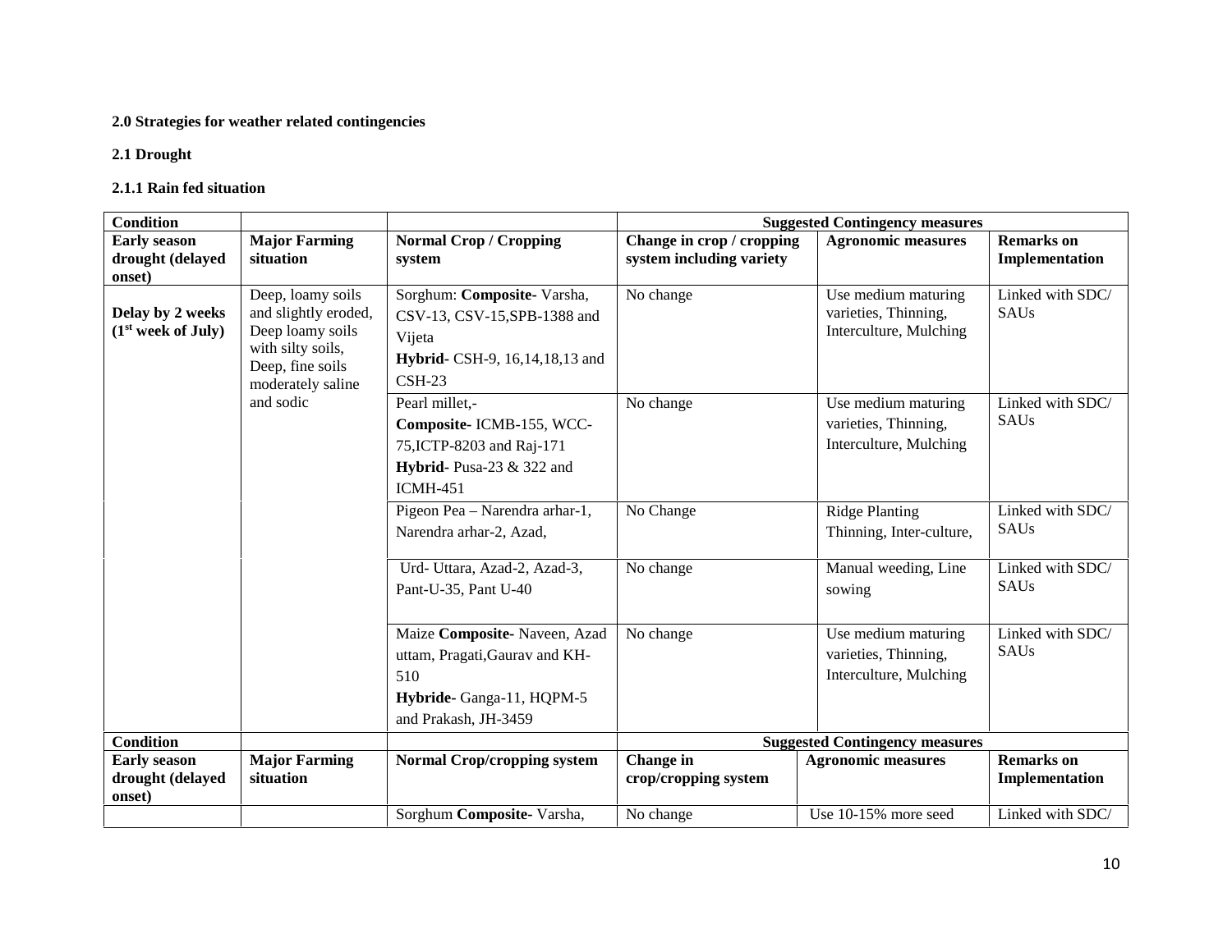**2.0 Strategies for weather related contingencies**

**2.1 Drought**

**2.1.1 Rain fed situation**

| Condition | | | Suggested Contingency measures | | |
|---|---|---|---|---|---|
| **Early season drought (delayed onset)** | **Major Farming situation** | **Normal Crop / Cropping system** | **Change in crop / cropping system including variety** | **Agronomic measures** | **Remarks on Implementation** |
| **Delay by 2 weeks (1st week of July)** | Deep, loamy soils and slightly eroded, Deep loamy soils with silty soils, Deep, fine soils moderately saline and sodic | Sorghum: **Composite**- Varsha, CSV-13, CSV-15,SPB-1388 and Vijeta<br>**Hybrid**- CSH-9, 16,14,18,13 and CSH-23 | No change | Use medium maturing varieties, Thinning, Interculture, Mulching | Linked with SDC/ SAUs |
| | | Pearl millet,-<br>**Composite**- ICMB-155, WCC-75,ICTP-8203 and Raj-171<br>**Hybrid**- Pusa-23 & 322 and ICMH-451 | No change | Use medium maturing varieties, Thinning, Interculture, Mulching | Linked with SDC/ SAUs |
| | | Pigeon Pea – Narendra arhar-1, Narendra arhar-2, Azad, | No Change | Ridge Planting Thinning, Inter-culture, | Linked with SDC/ SAUs |
| | | Urd- Uttara, Azad-2, Azad-3, Pant-U-35, Pant U-40 | No change | Manual weeding, Line sowing | Linked with SDC/ SAUs |
| | | Maize **Composite**- Naveen, Azad uttam, Pragati,Gaurav and KH-510<br>**Hybride**- Ganga-11, HQPM-5 and Prakash, JH-3459 | No change | Use medium maturing varieties, Thinning, Interculture, Mulching | Linked with SDC/ SAUs |

| Condition | | | Suggested Contingency measures | | |
|---|---|---|---|---|---|
| **Early season drought (delayed onset)** | **Major Farming situation** | **Normal Crop/cropping system** | **Change in crop/cropping system** | **Agronomic measures** | **Remarks on Implementation** |
| | | Sorghum **Composite**- Varsha, | No change | Use 10-15% more seed | Linked with SDC/ |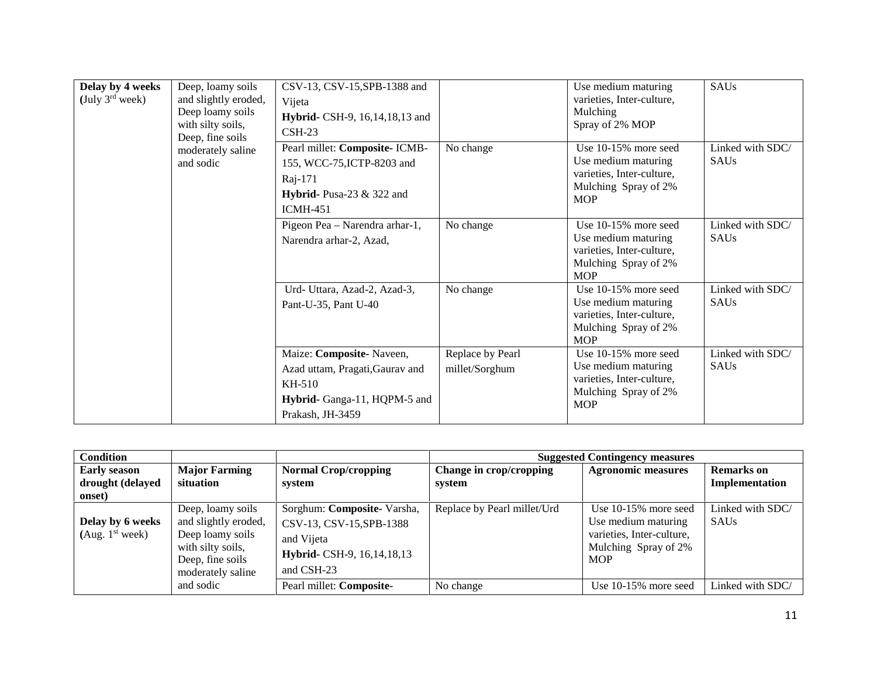| | | | | | |
|---|---|---|---|---|---|
| **Delay by 4 weeks** **(**July 3rd week) | Deep, loamy soils and slightly eroded, Deep loamy soils with silty soils, Deep, fine soils moderately saline and sodic | CSV-13, CSV-15,SPB-1388 and Vijeta<br>**Hybrid**- CSH-9, 16,14,18,13 and CSH-23 | | Use medium maturing varieties, Inter-culture, Mulching<br>Spray of 2% MOP | SAUs |
| | | Pearl millet: **Composite**- ICMB-155, WCC-75,ICTP-8203 and Raj-171<br>**Hybrid**- Pusa-23 & 322 and ICMH-451 | No change | Use 10-15% more seed Use medium maturing varieties, Inter-culture, Mulching Spray of 2% MOP | Linked with SDC/ SAUs |
| | | Pigeon Pea – Narendra arhar-1, Narendra arhar-2, Azad, | No change | Use 10-15% more seed Use medium maturing varieties, Inter-culture, Mulching Spray of 2% MOP | Linked with SDC/ SAUs |
| | | Urd- Uttara, Azad-2, Azad-3, Pant-U-35, Pant U-40 | No change | Use 10-15% more seed Use medium maturing varieties, Inter-culture, Mulching Spray of 2% MOP | Linked with SDC/ SAUs |
| | | Maize: **Composite**- Naveen, Azad uttam, Pragati,Gaurav and KH-510<br>**Hybrid**- Ganga-11, HQPM-5 and Prakash, JH-3459 | Replace by Pearl millet/Sorghum | Use 10-15% more seed Use medium maturing varieties, Inter-culture, Mulching Spray of 2% MOP | Linked with SDC/ SAUs |

| **Condition** | | | **Suggested Contingency measures** | | |
|---|---|---|---|---|---|
| **Early season drought (delayed onset)** | **Major Farming situation** | **Normal Crop/cropping system** | **Change in crop/cropping system** | **Agronomic measures** | **Remarks on Implementation** |
| **Delay by 6 weeks** **(**Aug. 1st week) | Deep, loamy soils and slightly eroded, Deep loamy soils with silty soils, Deep, fine soils moderately saline and sodic | Sorghum: **Composite**- Varsha, CSV-13, CSV-15,SPB-1388 and Vijeta<br>**Hybrid**- CSH-9, 16,14,18,13 and CSH-23 | Replace by Pearl millet/Urd | Use 10-15% more seed Use medium maturing varieties, Inter-culture, Mulching Spray of 2% MOP | Linked with SDC/ SAUs |
| | | Pearl millet: **Composite**- | No change | Use 10-15% more seed | Linked with SDC/ |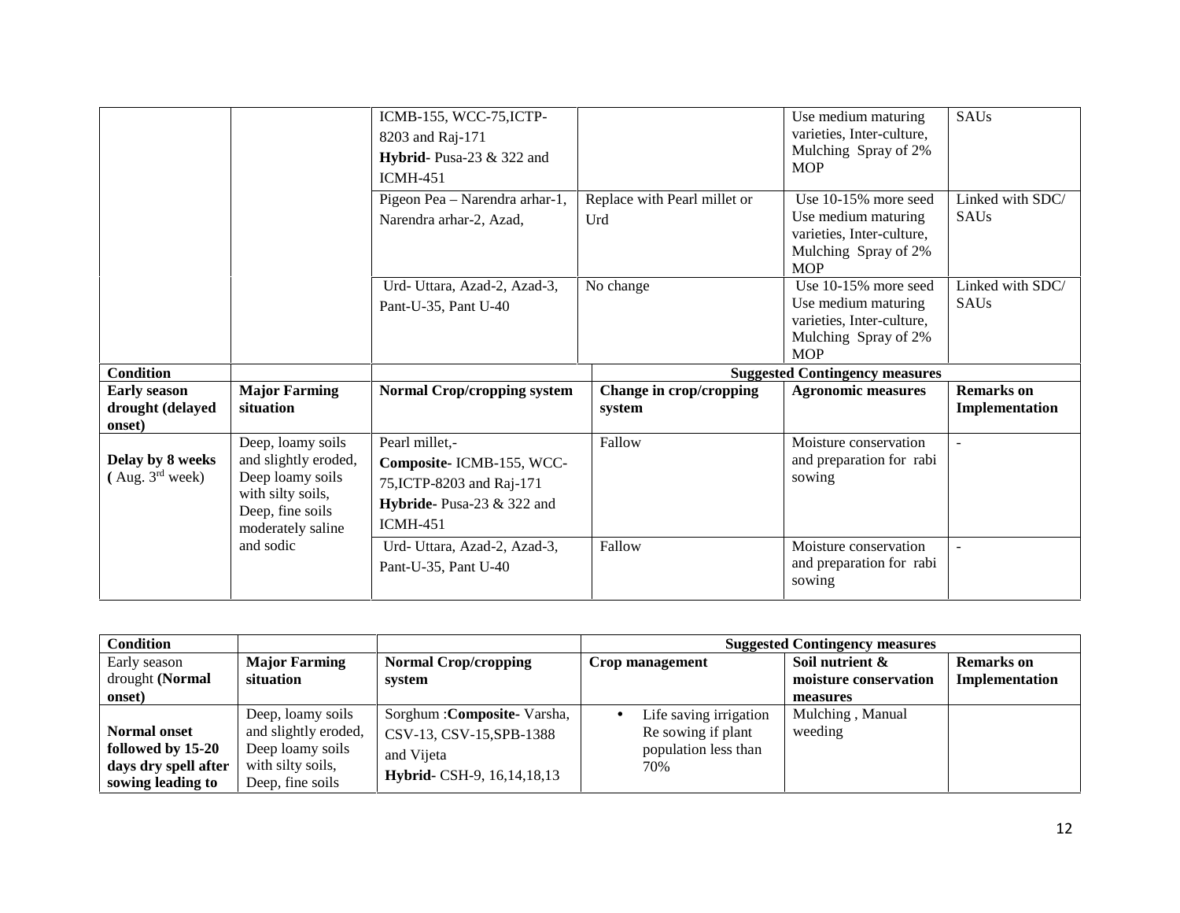| | | | | | |
|---|---|---|---|---|---|
| | | ICMB-155, WCC-75,ICTP-8203 and Raj-171 **Hybrid**- Pusa-23 & 322 and ICMH-451 | | Use medium maturing varieties, Inter-culture, Mulching Spray of 2% MOP | SAUs |
| | | Pigeon Pea – Narendra arhar-1, Narendra arhar-2, Azad, | Replace with Pearl millet or Urd | Use 10-15% more seed Use medium maturing varieties, Inter-culture, Mulching Spray of 2% MOP | Linked with SDC/ SAUs |
| | | Urd- Uttara, Azad-2, Azad-3, Pant-U-35, Pant U-40 | No change | Use 10-15% more seed Use medium maturing varieties, Inter-culture, Mulching Spray of 2% MOP | Linked with SDC/ SAUs |
| **Condition** | | | **Suggested Contingency measures** | | |
| **Early season drought (delayed onset)** | **Major Farming situation** | **Normal Crop/cropping system** | **Change in crop/cropping system** | **Agronomic measures** | **Remarks on Implementation** |
| **Delay by 8 weeks (** Aug. 3rd week) | Deep, loamy soils and slightly eroded, Deep loamy soils with silty soils, Deep, fine soils moderately saline and sodic | Pearl millet,- **Composite**- ICMB-155, WCC-75,ICTP-8203 and Raj-171 **Hybride**- Pusa-23 & 322 and ICMH-451 | Fallow | Moisture conservation and preparation for rabi sowing | - |
| | | Urd- Uttara, Azad-2, Azad-3, Pant-U-35, Pant U-40 | Fallow | Moisture conservation and preparation for rabi sowing | - |

| **Condition** | | | **Suggested Contingency measures** | | |
|---|---|---|---|---|---|
| Early season drought **(Normal onset)** | **Major Farming situation** | **Normal Crop/cropping system** | **Crop management** | **Soil nutrient & moisture conservation measures** | **Remarks on Implementation** |
| **Normal onset followed by 15-20 days dry spell after sowing leading to** | Deep, loamy soils and slightly eroded, Deep loamy soils with silty soils, Deep, fine soils | Sorghum :**Composite**- Varsha, CSV-13, CSV-15,SPB-1388 and Vijeta **Hybrid**- CSH-9, 16,14,18,13 | • Life saving irrigation Re sowing if plant population less than 70% | Mulching , Manual weeding | |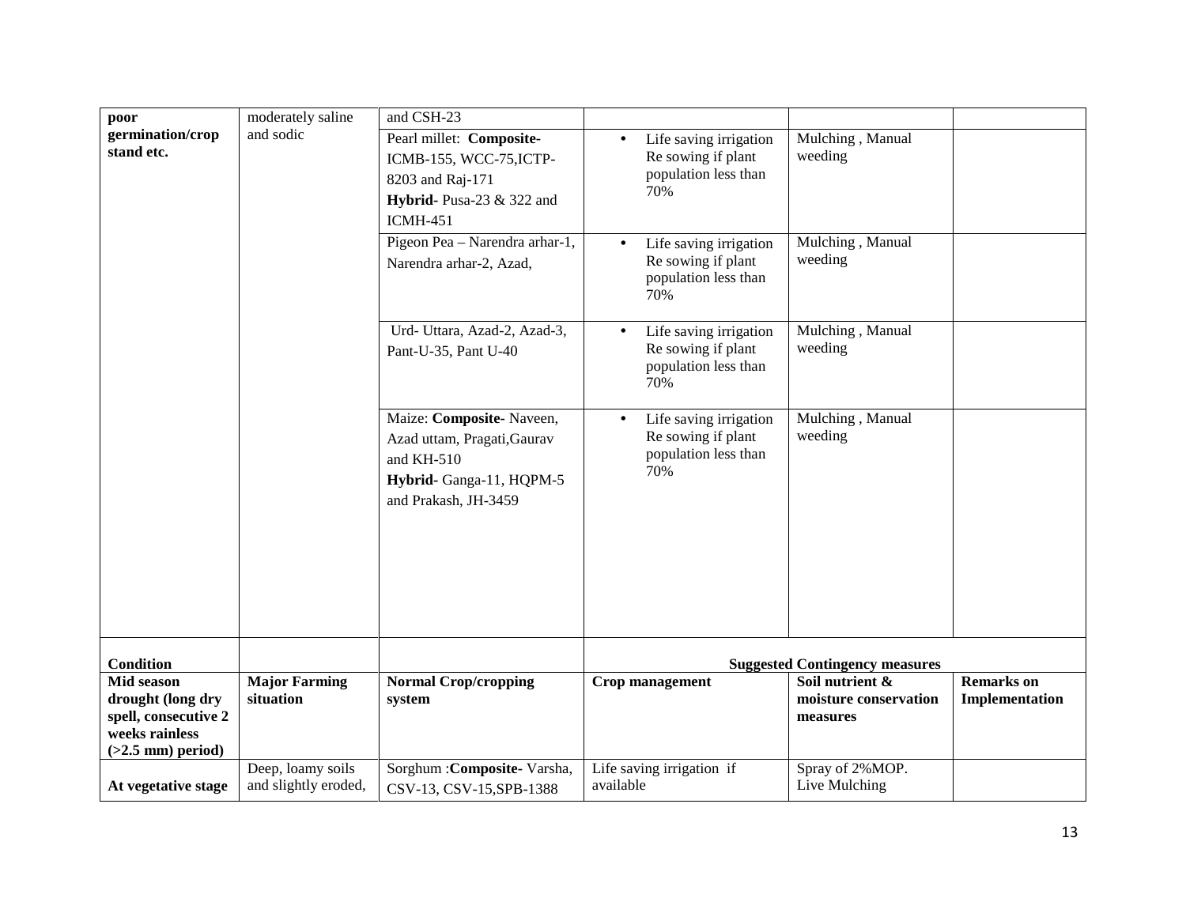| | | | | | |
|---|---|---|---|---|---|
| **poor germination/crop stand etc.** | moderately saline and sodic | and CSH-23 | | | |
| | | Pearl millet: **Composite**- ICMB-155, WCC-75,ICTP-8203 and Raj-171<br>**Hybrid**- Pusa-23 & 322 and ICMH-451 | • Life saving irrigation Re sowing if plant population less than 70% | Mulching , Manual weeding | |
| | | Pigeon Pea – Narendra arhar-1, Narendra arhar-2, Azad, | • Life saving irrigation Re sowing if plant population less than 70% | Mulching , Manual weeding | |
| | | Urd- Uttara, Azad-2, Azad-3, Pant-U-35, Pant U-40 | • Life saving irrigation Re sowing if plant population less than 70% | Mulching , Manual weeding | |
| | | Maize: **Composite**- Naveen, Azad uttam, Pragati,Gaurav and KH-510<br>**Hybrid**- Ganga-11, HQPM-5 and Prakash, JH-3459 | • Life saving irrigation Re sowing if plant population less than 70% | Mulching , Manual weeding | |
| **Condition** | | | **Suggested Contingency measures** | | |
| **Mid season drought (long dry spell, consecutive 2 weeks rainless (>2.5 mm) period)** | **Major Farming situation** | **Normal Crop/cropping system** | **Crop management** | **Soil nutrient & moisture conservation measures** | **Remarks on Implementation** |
| **At vegetative stage** | Deep, loamy soils and slightly eroded, | Sorghum :**Composite**- Varsha, CSV-13, CSV-15,SPB-1388 | Life saving irrigation if available | Spray of 2%MOP.<br>Live Mulching | |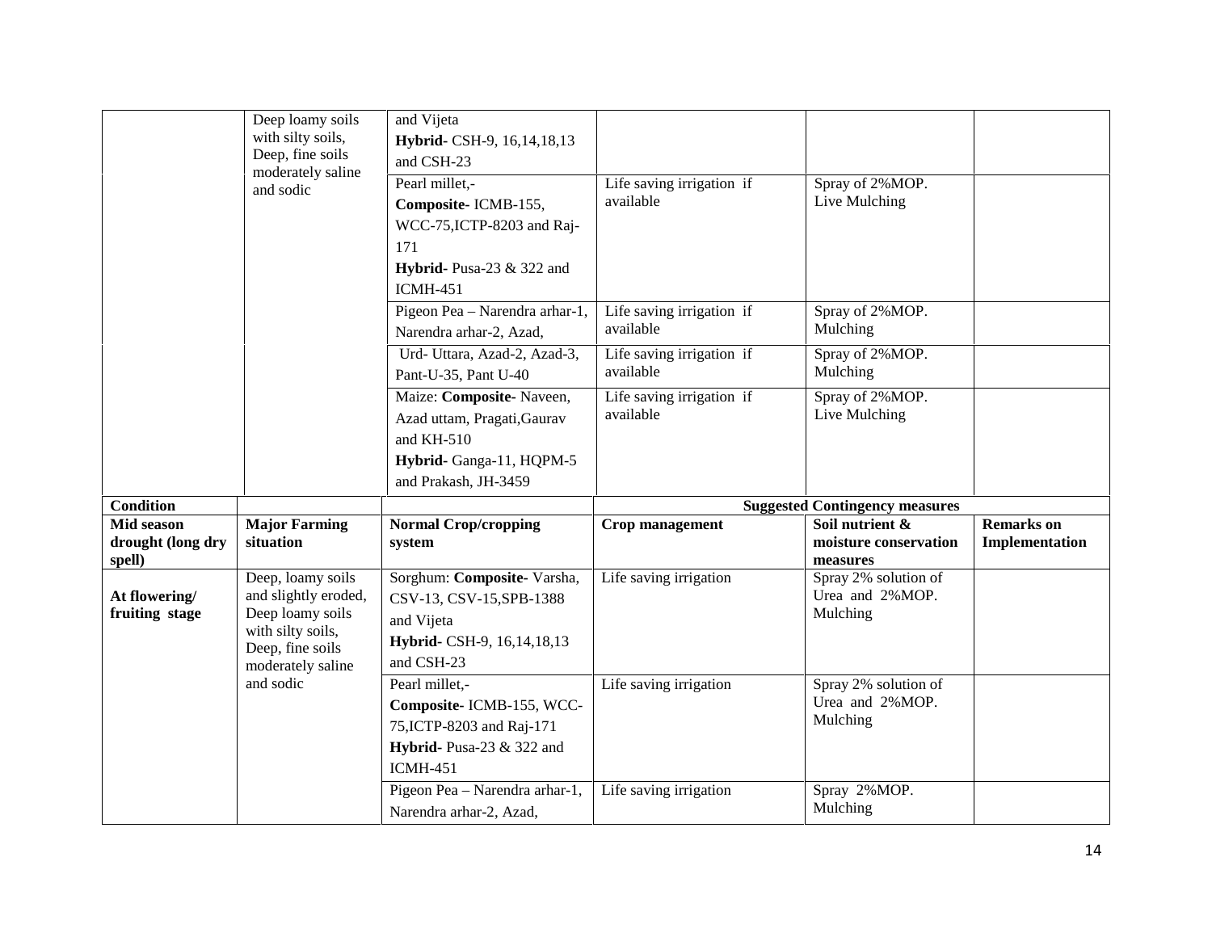| | | | | | |
|---|---|---|---|---|---|
| | Deep loamy soils with silty soils, Deep, fine soils moderately saline and sodic | and Vijeta<br>**Hybrid**- CSH-9, 16,14,18,13 and CSH-23 | | | |
| | | Pearl millet,-<br>**Composite**- ICMB-155, WCC-75,ICTP-8203 and Raj-171<br>**Hybrid**- Pusa-23 & 322 and ICMH-451 | Life saving irrigation if available | Spray of 2%MOP. Live Mulching | |
| | | Pigeon Pea – Narendra arhar-1, Narendra arhar-2, Azad, | Life saving irrigation if available | Spray of 2%MOP. Mulching | |
| | | Urd- Uttara, Azad-2, Azad-3, Pant-U-35, Pant U-40 | Life saving irrigation if available | Spray of 2%MOP. Mulching | |
| | | Maize: **Composite**- Naveen, Azad uttam, Pragati,Gaurav and KH-510<br>**Hybrid**- Ganga-11, HQPM-5 and Prakash, JH-3459 | Life saving irrigation if available | Spray of 2%MOP. Live Mulching | |
| **Condition** | | | **Suggested Contingency measures** | | |
| **Mid season drought (long dry spell)** | **Major Farming situation** | **Normal Crop/cropping system** | **Crop management** | **Soil nutrient & moisture conservation measures** | **Remarks on Implementation** |
| **At flowering/ fruiting stage** | Deep, loamy soils and slightly eroded, Deep loamy soils with silty soils, Deep, fine soils moderately saline and sodic | Sorghum: **Composite**- Varsha, CSV-13, CSV-15,SPB-1388 and Vijeta<br>**Hybrid**- CSH-9, 16,14,18,13 and CSH-23 | Life saving irrigation | Spray 2% solution of Urea and 2%MOP. Mulching | |
| | | Pearl millet,-<br>**Composite**- ICMB-155, WCC-75,ICTP-8203 and Raj-171<br>**Hybrid**- Pusa-23 & 322 and ICMH-451 | Life saving irrigation | Spray 2% solution of Urea and 2%MOP. Mulching | |
| | | Pigeon Pea – Narendra arhar-1, Narendra arhar-2, Azad, | Life saving irrigation | Spray 2%MOP. Mulching | |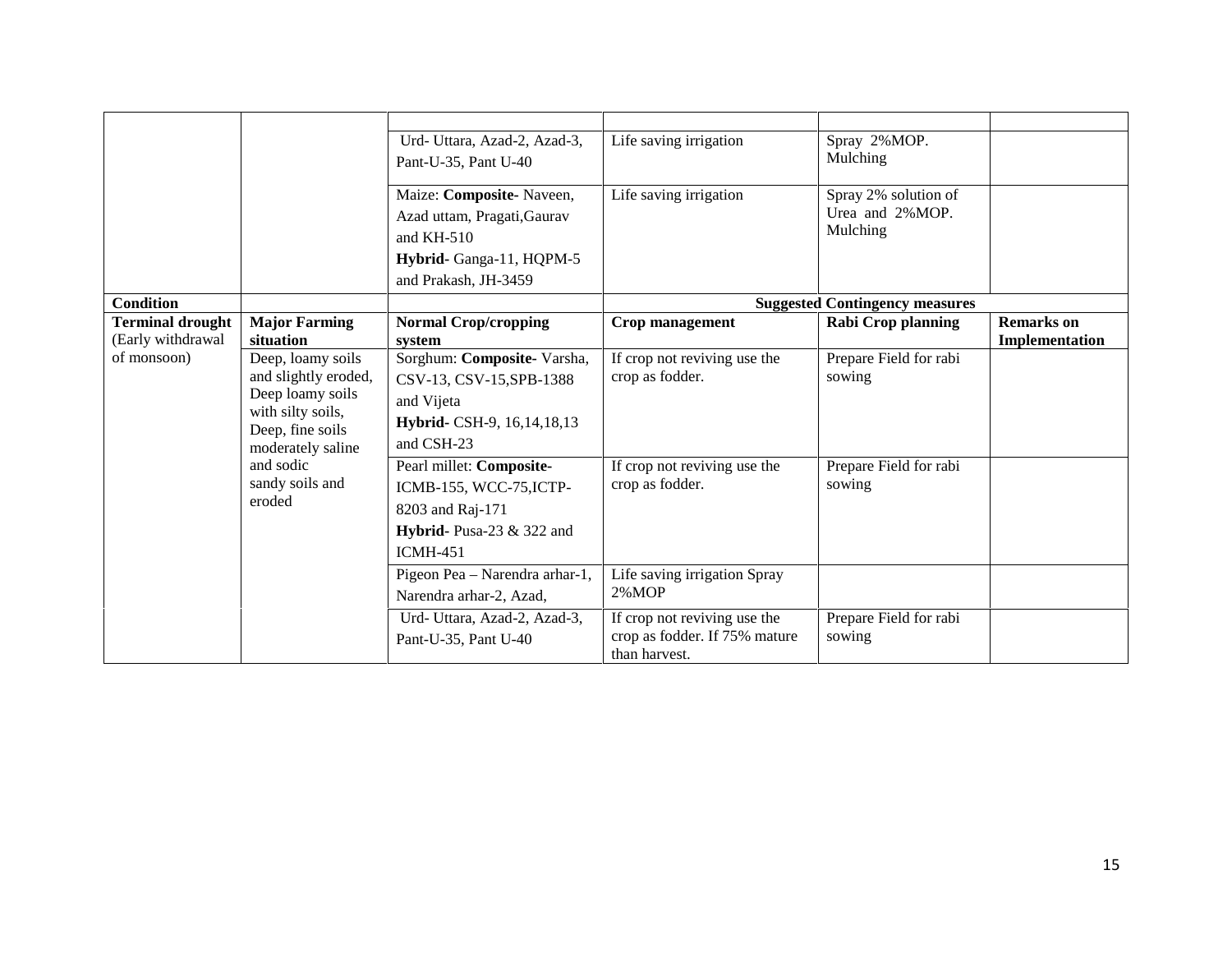| | | | | | |
|---|---|---|---|---|---|
| | | | | | |
| | | Urd- Uttara, Azad-2, Azad-3, Pant-U-35, Pant U-40 | Life saving irrigation | Spray 2%MOP. Mulching | |
| | | Maize: **Composite**- Naveen, Azad uttam, Pragati,Gaurav and KH-510 **Hybrid**- Ganga-11, HQPM-5 and Prakash, JH-3459 | Life saving irrigation | Spray 2% solution of Urea and 2%MOP. Mulching | |
| **Condition** | | | **Suggested Contingency measures** | | |
| **Terminal drought** (Early withdrawal of monsoon) | **Major Farming situation** | **Normal Crop/cropping system** | **Crop management** | **Rabi Crop planning** | **Remarks on Implementation** |
| | Deep, loamy soils and slightly eroded, Deep loamy soils with silty soils, Deep, fine soils moderately saline and sodic sandy soils and eroded | Sorghum: **Composite**- Varsha, CSV-13, CSV-15,SPB-1388 and Vijeta **Hybrid**- CSH-9, 16,14,18,13 and CSH-23 | If crop not reviving use the crop as fodder. | Prepare Field for rabi sowing | |
| | | Pearl millet: **Composite**- ICMB-155, WCC-75,ICTP-8203 and Raj-171 **Hybrid**- Pusa-23 & 322 and ICMH-451 | If crop not reviving use the crop as fodder. | Prepare Field for rabi sowing | |
| | | Pigeon Pea – Narendra arhar-1, Narendra arhar-2, Azad, | Life saving irrigation Spray 2%MOP | | |
| | | Urd- Uttara, Azad-2, Azad-3, Pant-U-35, Pant U-40 | If crop not reviving use the crop as fodder. If 75% mature than harvest. | Prepare Field for rabi sowing | |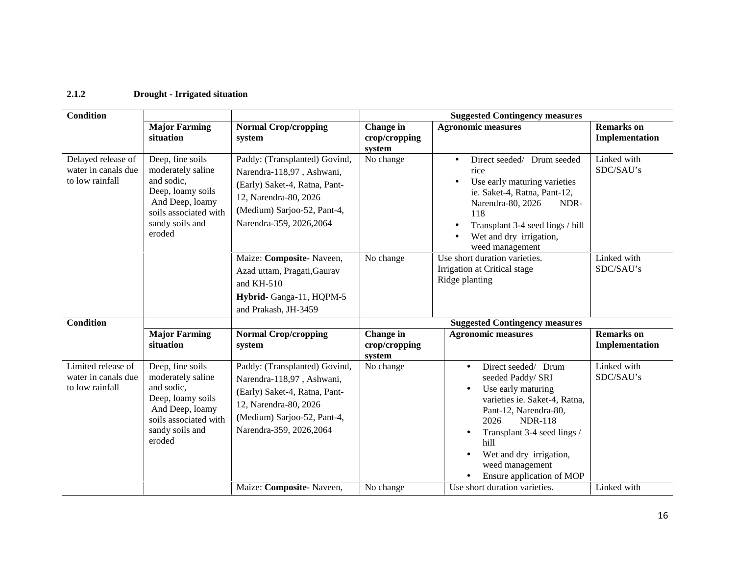### 2.1.2 Drought - Irrigated situation

| Condition | | | Suggested Contingency measures | | |
|---|---|---|---|---|---|
| | Major Farming situation | Normal Crop/cropping system | Change in crop/cropping system | Agronomic measures | Remarks on Implementation |
| Delayed release of water in canals due to low rainfall | Deep, fine soils moderately saline and sodic, Deep, loamy soils And Deep, loamy soils associated with sandy soils and eroded | Paddy: (Transplanted) Govind, Narendra-118,97 , Ashwani, **(**Early) Saket-4, Ratna, Pant-12, Narendra-80, 2026 **(**Medium) Sarjoo-52, Pant-4, Narendra-359, 2026,2064 | No change | • Direct seeded/ Drum seeded rice<br>• Use early maturing varieties ie. Saket-4, Ratna, Pant-12, Narendra-80, 2026 NDR-118<br>• Transplant 3-4 seed lings / hill<br>• Wet and dry irrigation, weed management | Linked with SDC/SAU's |
| | | Maize: **Composite-** Naveen, Azad uttam, Pragati,Gaurav and KH-510<br>**Hybrid**- Ganga-11, HQPM-5 and Prakash, JH-3459 | No change | Use short duration varieties.<br>Irrigation at Critical stage<br>Ridge planting | Linked with SDC/SAU's |
| **Condition** | | | **Suggested Contingency measures** | | |
| | **Major Farming situation** | **Normal Crop/cropping system** | **Change in crop/cropping system** | **Agronomic measures** | **Remarks on Implementation** |
| Limited release of water in canals due to low rainfall | Deep, fine soils moderately saline and sodic, Deep, loamy soils And Deep, loamy soils associated with sandy soils and eroded | Paddy: (Transplanted) Govind, Narendra-118,97 , Ashwani, **(**Early) Saket-4, Ratna, Pant-12, Narendra-80, 2026 **(**Medium) Sarjoo-52, Pant-4, Narendra-359, 2026,2064 | No change | • Direct seeded/ Drum seeded Paddy/ SRI<br>• Use early maturing varieties ie. Saket-4, Ratna, Pant-12, Narendra-80, 2026 NDR-118<br>• Transplant 3-4 seed lings / hill<br>• Wet and dry irrigation, weed management<br>• Ensure application of MOP | Linked with SDC/SAU's |
| | | Maize: **Composite-** Naveen, | No change | Use short duration varieties. | Linked with |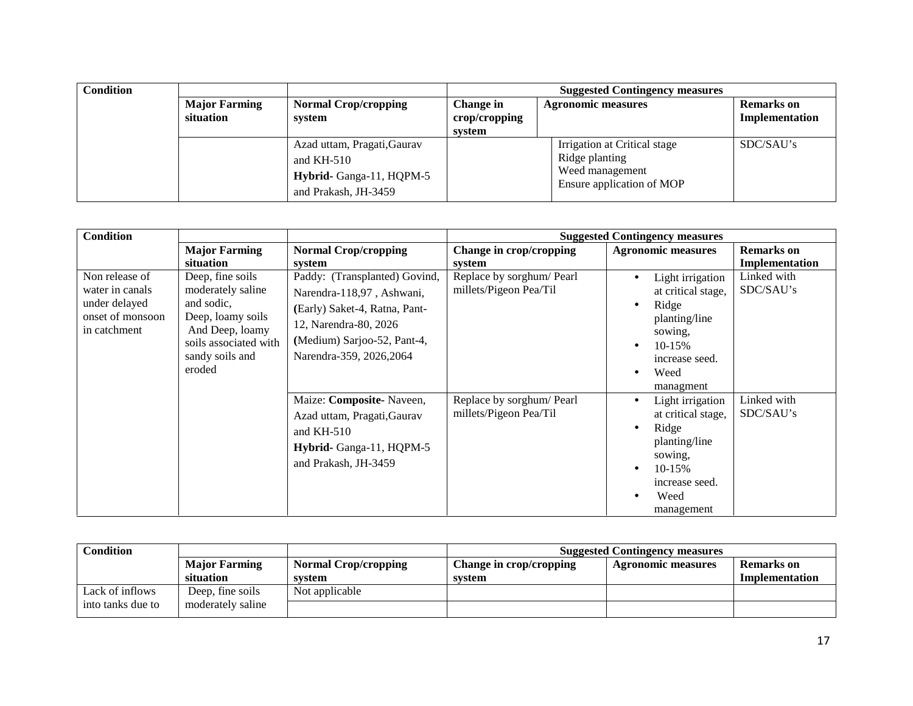| Condition | | | Suggested Contingency measures | | |
|---|---|---|---|---|---|
| | Major Farming situation | Normal Crop/cropping system | Change in crop/cropping system | Agronomic measures | Remarks on Implementation |
| | | Azad uttam, Pragati,Gaurav and KH-510<br>**Hybrid**- Ganga-11, HQPM-5 and Prakash, JH-3459 | | Irrigation at Critical stage<br>Ridge planting<br>Weed management<br>Ensure application of MOP | SDC/SAU's |

| Condition | | | Suggested Contingency measures | | |
|---|---|---|---|---|---|
| | Major Farming situation | Normal Crop/cropping system | Change in crop/cropping system | Agronomic measures | Remarks on Implementation |
| Non release of water in canals under delayed onset of monsoon in catchment | Deep, fine soils moderately saline and sodic,<br>Deep, loamy soils And Deep, loamy soils associated with sandy soils and eroded | Paddy: (Transplanted) Govind, Narendra-118,97 , Ashwani, **(**Early) Saket-4, Ratna, Pant-12, Narendra-80, 2026 **(**Medium) Sarjoo-52, Pant-4, Narendra-359, 2026,2064 | Replace by sorghum/ Pearl millets/Pigeon Pea/Til | • Light irrigation at critical stage,<br>• Ridge planting/line sowing,<br>• 10-15% increase seed.<br>• Weed managment | Linked with SDC/SAU's |
| | | Maize: **Composite**- Naveen, Azad uttam, Pragati,Gaurav and KH-510<br>**Hybrid**- Ganga-11, HQPM-5 and Prakash, JH-3459 | Replace by sorghum/ Pearl millets/Pigeon Pea/Til | • Light irrigation at critical stage,<br>• Ridge planting/line sowing,<br>• 10-15% increase seed.<br>• Weed management | Linked with SDC/SAU's |

| Condition | | | Suggested Contingency measures | | |
|---|---|---|---|---|---|
| | Major Farming situation | Normal Crop/cropping system | Change in crop/cropping system | Agronomic measures | Remarks on Implementation |
| Lack of inflows into tanks due to | Deep, fine soils moderately saline | Not applicable | | | |
| | | | | | |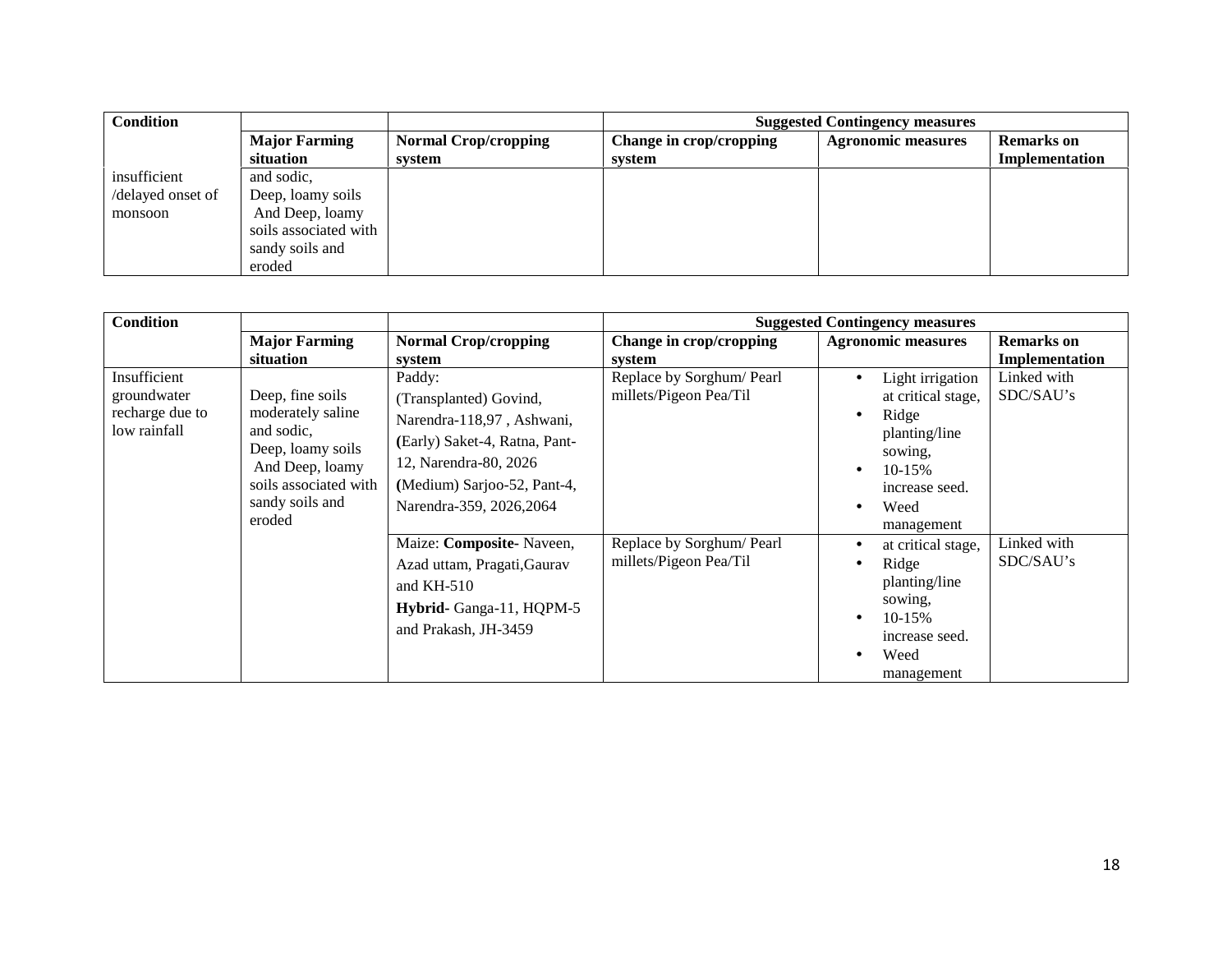| Condition | | | Suggested Contingency measures | | |
|---|---|---|---|---|---|
| | Major Farming situation | Normal Crop/cropping system | Change in crop/cropping system | Agronomic measures | Remarks on Implementation |
| insufficient /delayed onset of monsoon | and sodic, Deep, loamy soils And Deep, loamy soils associated with sandy soils and eroded | | | | |

| Condition | | | Suggested Contingency measures | | |
|---|---|---|---|---|---|
| | Major Farming situation | Normal Crop/cropping system | Change in crop/cropping system | Agronomic measures | Remarks on Implementation |
| Insufficient groundwater recharge due to low rainfall | Deep, fine soils moderately saline and sodic, Deep, loamy soils And Deep, loamy soils associated with sandy soils and eroded | Paddy: (Transplanted) Govind, Narendra-118,97 , Ashwani, (Early) Saket-4, Ratna, Pant-12, Narendra-80, 2026 (Medium) Sarjoo-52, Pant-4, Narendra-359, 2026,2064 | Replace by Sorghum/ Pearl millets/Pigeon Pea/Til | • Light irrigation at critical stage, • Ridge planting/line sowing, • 10-15% increase seed. • Weed management | Linked with SDC/SAU's |
| | | Maize: **Composite**- Naveen, Azad uttam, Pragati,Gaurav and KH-510 **Hybrid**- Ganga-11, HQPM-5 and Prakash, JH-3459 | Replace by Sorghum/ Pearl millets/Pigeon Pea/Til | • at critical stage, • Ridge planting/line sowing, • 10-15% increase seed. • Weed management | Linked with SDC/SAU's |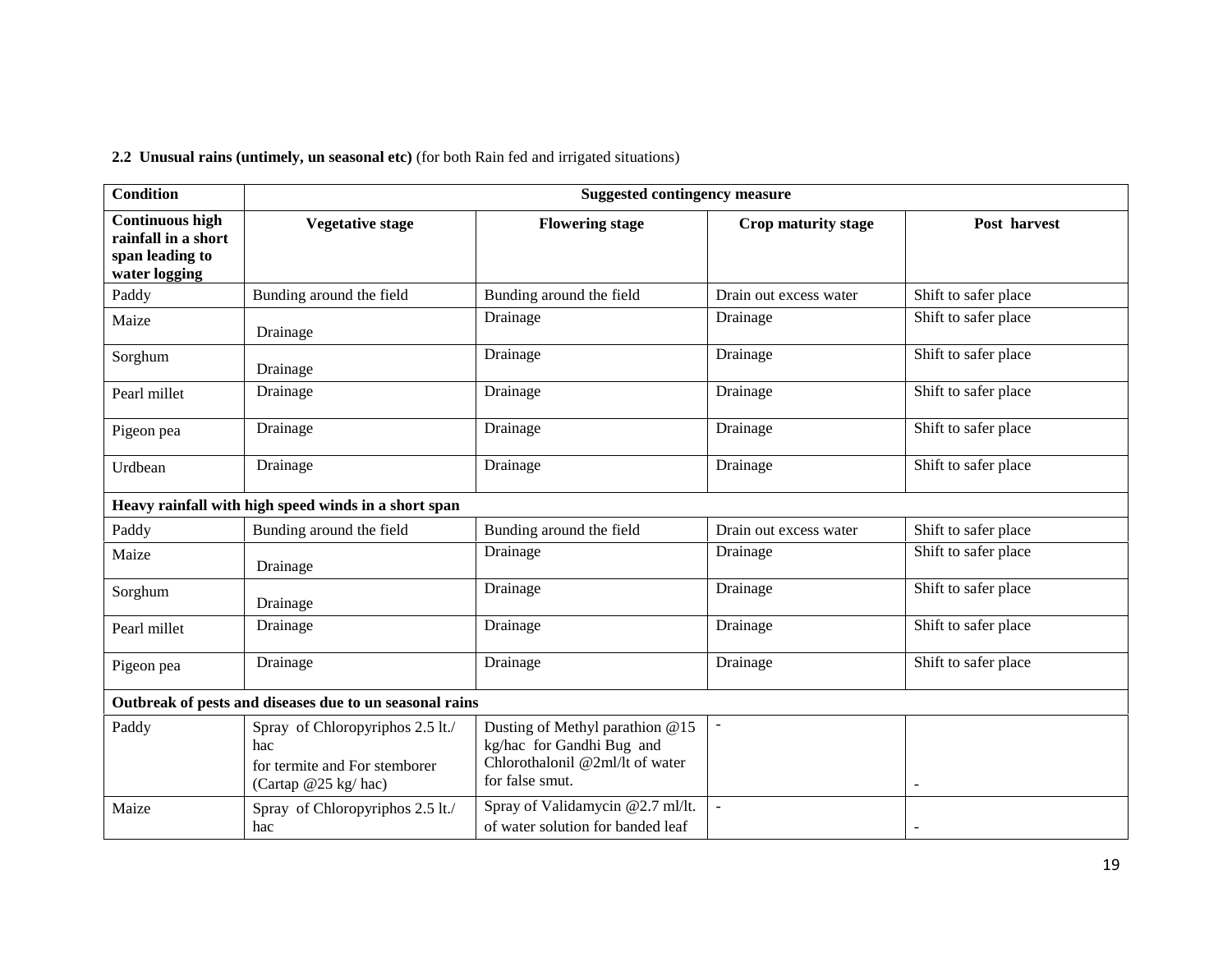**2.2 Unusual rains (untimely, un seasonal etc)** (for both Rain fed and irrigated situations)

| Condition | Suggested contingency measure | | | |
|---|---|---|---|---|
| **Continuous high rainfall in a short span leading to water logging** | **Vegetative stage** | **Flowering stage** | **Crop maturity stage** | **Post harvest** |
| Paddy | Bunding around the field | Bunding around the field | Drain out excess water | Shift to safer place |
| Maize | Drainage | Drainage | Drainage | Shift to safer place |
| Sorghum | Drainage | Drainage | Drainage | Shift to safer place |
| Pearl millet | Drainage | Drainage | Drainage | Shift to safer place |
| Pigeon pea | Drainage | Drainage | Drainage | Shift to safer place |
| Urdbean | Drainage | Drainage | Drainage | Shift to safer place |
| **Heavy rainfall with high speed winds in a short span** | | | | |
| Paddy | Bunding around the field | Bunding around the field | Drain out excess water | Shift to safer place |
| Maize | Drainage | Drainage | Drainage | Shift to safer place |
| Sorghum | Drainage | Drainage | Drainage | Shift to safer place |
| Pearl millet | Drainage | Drainage | Drainage | Shift to safer place |
| Pigeon pea | Drainage | Drainage | Drainage | Shift to safer place |
| **Outbreak of pests and diseases due to un seasonal rains** | | | | |
| Paddy | Spray of Chloropyriphos 2.5 lt./ hac for termite and For stemborer (Cartap @25 kg/ hac) | Dusting of Methyl parathion @15 kg/hac for Gandhi Bug and Chlorothalonil @2ml/lt of water for false smut. | - | - |
| Maize | Spray of Chloropyriphos 2.5 lt./ hac | Spray of Validamycin @2.7 ml/lt. of water solution for banded leaf | - | - |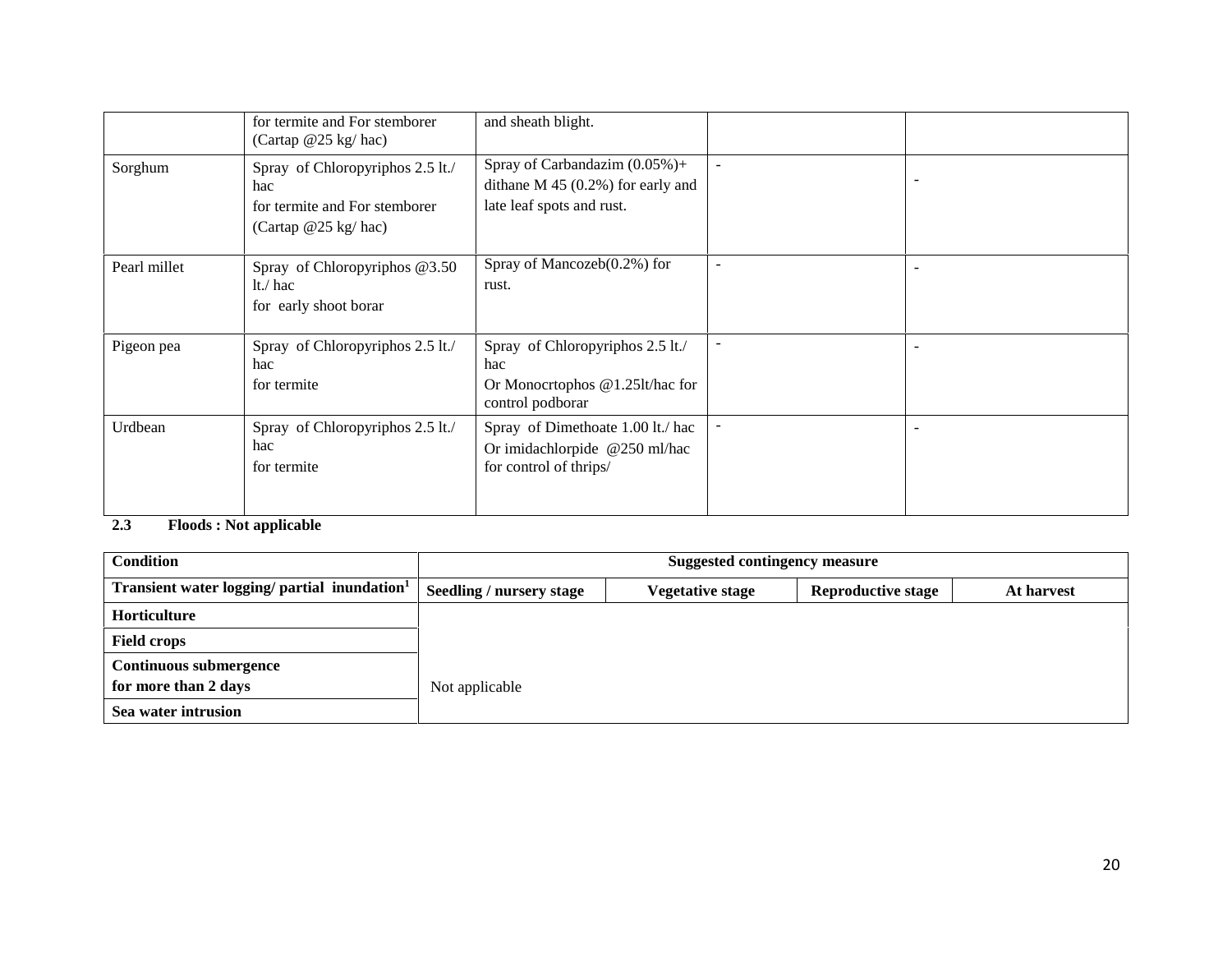| | | | | |
|---|---|---|---|---|
| | for termite and For stemborer (Cartap @25 kg/ hac) | and sheath blight. | | |
| Sorghum | Spray of Chloropyriphos 2.5 lt./ hac<br>for termite and For stemborer (Cartap @25 kg/ hac) | Spray of Carbandazim (0.05%)+ dithane M 45 (0.2%) for early and late leaf spots and rust. | - | - |
| Pearl millet | Spray of Chloropyriphos @3.50 lt./ hac<br>for early shoot borar | Spray of Mancozeb(0.2%) for rust. | - | - |
| Pigeon pea | Spray of Chloropyriphos 2.5 lt./ hac<br>for termite | Spray of Chloropyriphos 2.5 lt./ hac<br>Or Monocrtophos @1.25lt/hac for control podborar | - | - |
| Urdbean | Spray of Chloropyriphos 2.5 lt./ hac<br>for termite | Spray of Dimethoate 1.00 lt./ hac<br>Or imidachlorpide @250 ml/hac for control of thrips/ | - | - |

**2.3 Floods : Not applicable**

| Condition | Suggested contingency measure | | | |
|---|---|---|---|---|
| Transient water logging/ partial inundation[1] | Seedling / nursery stage | Vegetative stage | Reproductive stage | At harvest |
| **Horticulture** | Not applicable | | | |
| **Field crops** | | | | |
| **Continuous submergence for more than 2 days** | | | | |
| **Sea water intrusion** | | | | |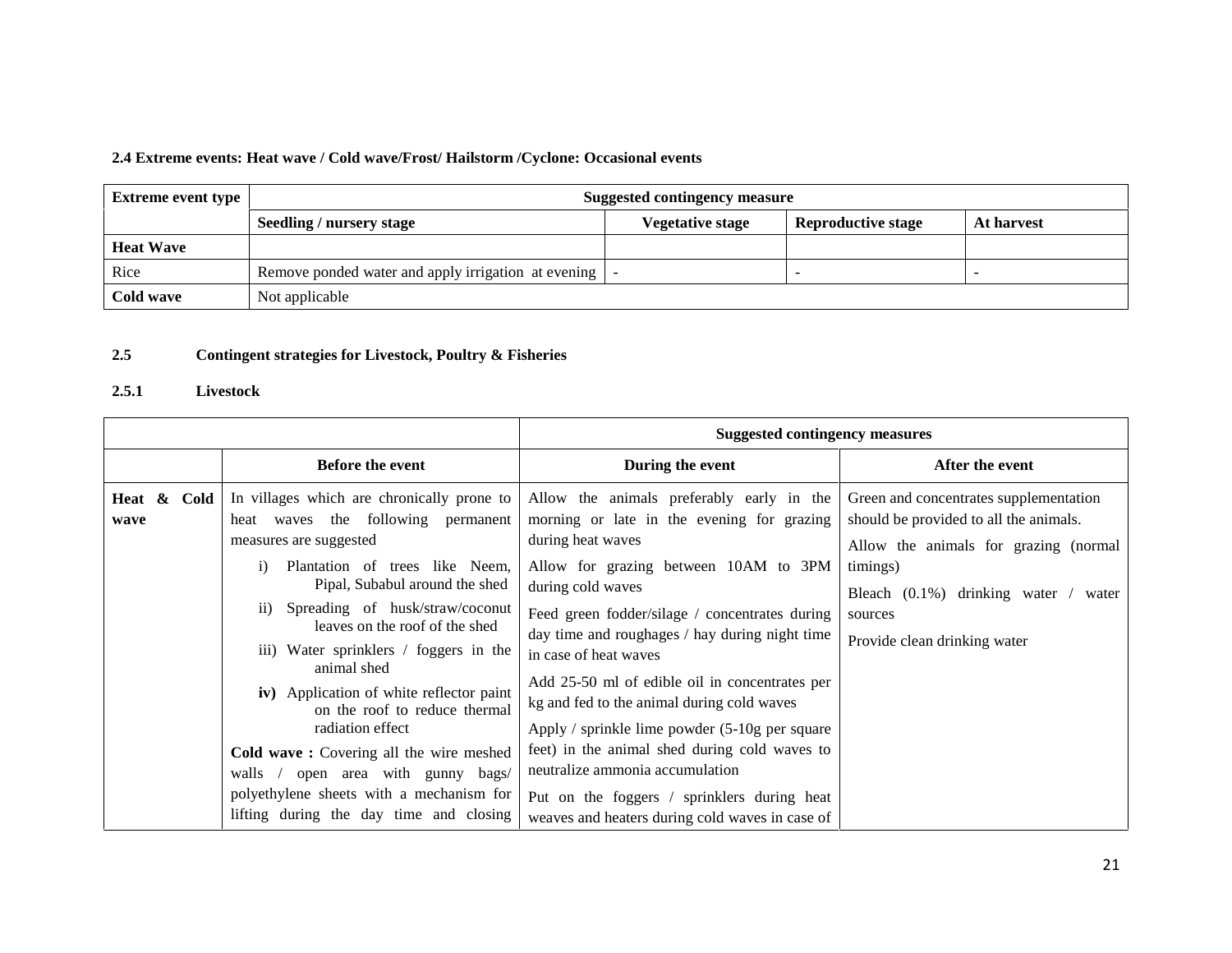**2.4 Extreme events: Heat wave / Cold wave/Frost/ Hailstorm /Cyclone: Occasional events**

| Extreme event type | Suggested contingency measure | | | |
|---|---|---|---|---|
| | Seedling / nursery stage | Vegetative stage | Reproductive stage | At harvest |
| **Heat Wave** | | | | |
| Rice | Remove ponded water and apply irrigation at evening | - | - | - |
| **Cold wave** | Not applicable | | | |

**2.5 Contingent strategies for Livestock, Poultry & Fisheries**

**2.5.1 Livestock**

| | Suggested contingency measures | | |
|---|---|---|---|
| | **Before the event** | **During the event** | **After the event** |
| **Heat & Cold wave** | In villages which are chronically prone to heat waves the following permanent measures are suggested<br>i) Plantation of trees like Neem, Pipal, Subabul around the shed<br>ii) Spreading of husk/straw/coconut leaves on the roof of the shed<br>iii) Water sprinklers / foggers in the animal shed<br>**iv)** Application of white reflector paint on the roof to reduce thermal radiation effect<br>**Cold wave :** Covering all the wire meshed walls / open area with gunny bags/ polyethylene sheets with a mechanism for lifting during the day time and closing | Allow the animals preferably early in the morning or late in the evening for grazing during heat waves<br>Allow for grazing between 10AM to 3PM during cold waves<br>Feed green fodder/silage / concentrates during day time and roughages / hay during night time in case of heat waves<br>Add 25-50 ml of edible oil in concentrates per kg and fed to the animal during cold waves<br>Apply / sprinkle lime powder (5-10g per square feet) in the animal shed during cold waves to neutralize ammonia accumulation<br>Put on the foggers / sprinklers during heat weaves and heaters during cold waves in case of | Green and concentrates supplementation should be provided to all the animals.<br>Allow the animals for grazing (normal timings)<br>Bleach (0.1%) drinking water / water sources<br>Provide clean drinking water |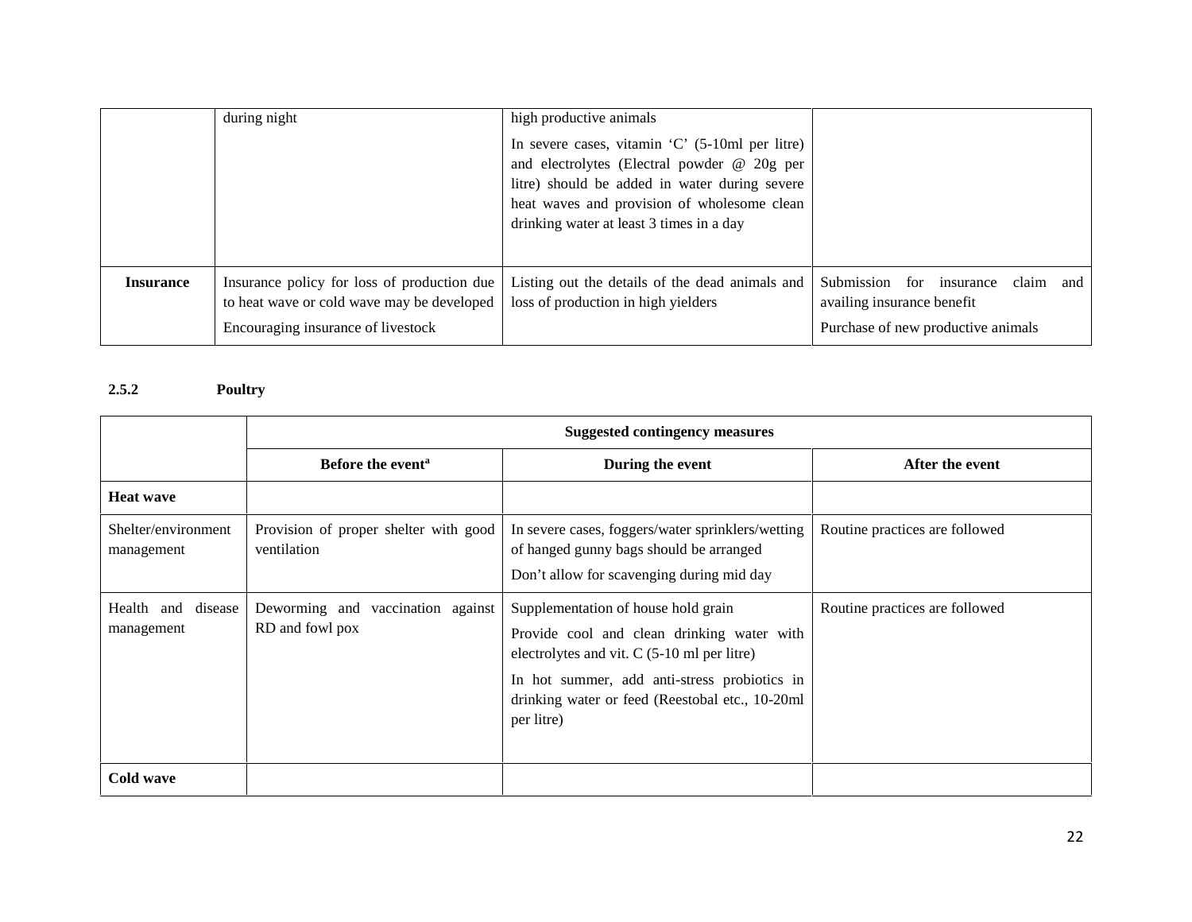| | | | |
|---|---|---|---|
| | during night | high productive animals<br>In severe cases, vitamin 'C' (5-10ml per litre) and electrolytes (Electral powder @ 20g per litre) should be added in water during severe heat waves and provision of wholesome clean drinking water at least 3 times in a day | |
| **Insurance** | Insurance policy for loss of production due to heat wave or cold wave may be developed<br>Encouraging insurance of livestock | Listing out the details of the dead animals and loss of production in high yielders | Submission for insurance claim and availing insurance benefit<br>Purchase of new productive animals |

### 2.5.2 Poultry

| | Suggested contingency measures | | |
|---|---|---|---|
| | **Before the event[a]** | **During the event** | **After the event** |
| **Heat wave** | | | |
| Shelter/environment management | Provision of proper shelter with good ventilation | In severe cases, foggers/water sprinklers/wetting of hanged gunny bags should be arranged<br>Don't allow for scavenging during mid day | Routine practices are followed |
| Health and disease management | Deworming and vaccination against RD and fowl pox | Supplementation of house hold grain<br>Provide cool and clean drinking water with electrolytes and vit. C (5-10 ml per litre)<br>In hot summer, add anti-stress probiotics in drinking water or feed (Reestobal etc., 10-20ml per litre) | Routine practices are followed |
| **Cold wave** | | | |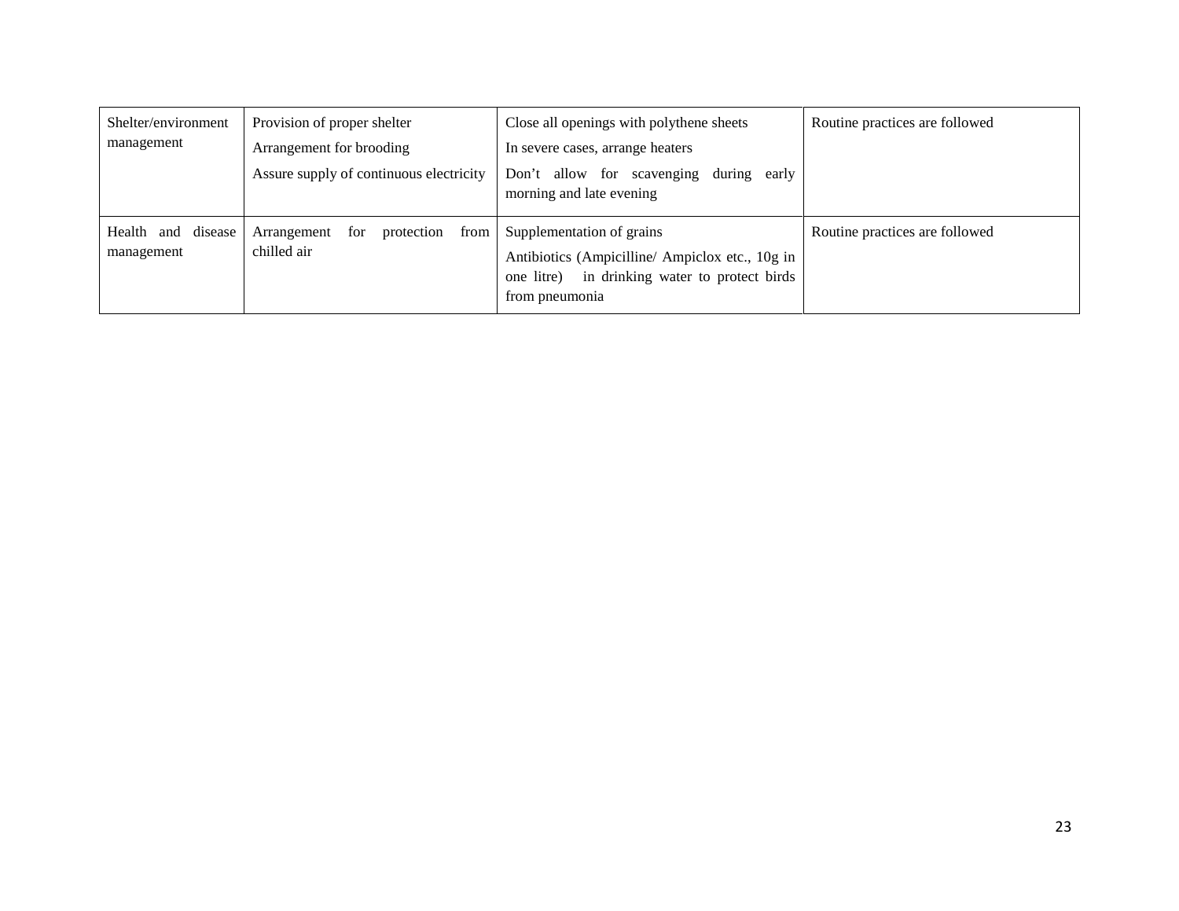| | | | |
|---|---|---|---|
| Shelter/environment management | Provision of proper shelter<br>Arrangement for brooding<br>Assure supply of continuous electricity | Close all openings with polythene sheets<br>In severe cases, arrange heaters<br>Don't allow for scavenging during early morning and late evening | Routine practices are followed |
| Health and disease management | Arrangement for protection from chilled air | Supplementation of grains<br>Antibiotics (Ampicilline/ Ampiclox etc., 10g in one litre) in drinking water to protect birds from pneumonia | Routine practices are followed |